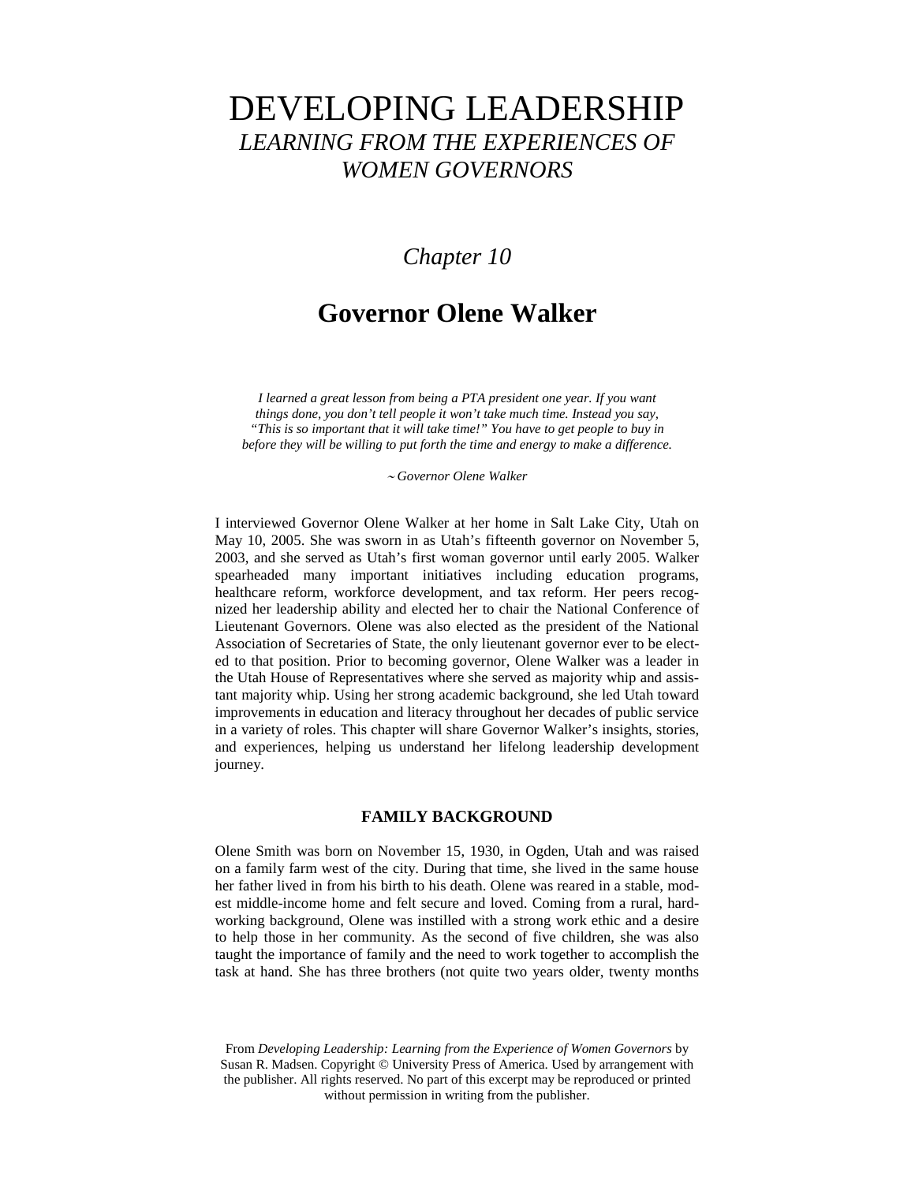# DEVELOPING LEADERSHIP

*LEARNING FROM THE EXPERIENCES OF WOMEN GOVERNORS*

*Chapter 10*

## Governor Olene Walker

*I learned a great lesson from being a PTA president one year. If you want things done, you don't tell people it won't take much time. Instead you say, "This is so important that it will take time!" You have to get people to buy in before they will be willing to put forth the time and energy to make a difference.*

*~ Governor Olene Walker*

I interviewed Governor Olene Walker at her home in Salt Lake City, Utah on May 10, 2005. She was sworn in as Utah's fifteenth governor on November 5, 2003, and she served as Utah's first woman governor until early 2005. Walker spearheaded many important initiatives including education programs, healthcare reform, workforce development, and tax reform. Her peers recognized her leadership ability and elected her to chair the National Conference of Lieutenant Governors. Olene was also elected as the president of the National Association of Secretaries of State, the only lieutenant governor ever to be elected to that position. Prior to becoming governor, Olene Walker was a leader in the Utah House of Representatives where she served as majority whip and assistant majority whip. Using her strong academic background, she led Utah toward improvements in education and literacy throughout her decades of public service in a variety of roles. This chapter will share Governor Walker's insights, stories, and experiences, helping us understand her lifelong leadership development journey.

### FAMILY BACKGROUND

Olene Smith was born on November 15, 1930, in Ogden, Utah and was raised on a family farm west of the city. During that time, she lived in the same house her father lived in from his birth to his death. Olene was reared in a stable, modest middle-income home and felt secure and loved. Coming from a rural, hard-working background, Olene was instilled with a strong work ethic and a desire to help those in her community. As the second of five children, she was also taught the importance of family and the need to work together to accomplish the task at hand. She has three brothers (not quite two years older, twenty months

From *Developing Leadership: Learning from the Experience of Women Governors* by Susan R. Madsen. Copyright © University Press of America. Used by arrangement with the publisher. All rights reserved. No part of this excerpt may be reproduced or printed without permission in writing from the publisher.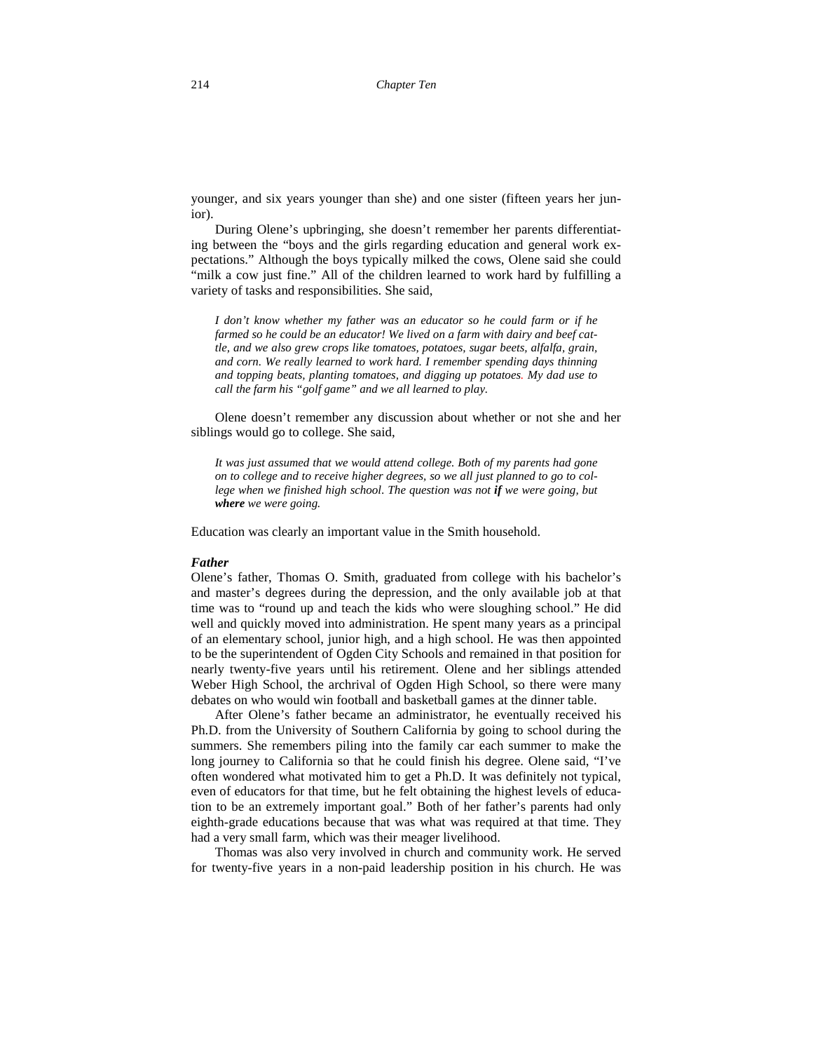younger, and six years younger than she) and one sister (fifteen years her junior).

During Olene's upbringing, she doesn't remember her parents differentiating between the "boys and the girls regarding education and general work expectations." Although the boys typically milked the cows, Olene said she could "milk a cow just fine." All of the children learned to work hard by fulfilling a variety of tasks and responsibilities. She said,

> *I don't know whether my father was an educator so he could farm or if he farmed so he could be an educator! We lived on a farm with dairy and beef cattle, and we also grew crops like tomatoes, potatoes, sugar beets, alfalfa, grain, and corn. We really learned to work hard. I remember spending days thinning and topping beats, planting tomatoes, and digging up potatoes. My dad use to call the farm his "golf game" and we all learned to play.*

Olene doesn't remember any discussion about whether or not she and her siblings would go to college. She said,

> *It was just assumed that we would attend college. Both of my parents had gone on to college and to receive higher degrees, so we all just planned to go to college when we finished high school. The question was not* ***if*** *we were going, but* ***where*** *we were going.*

Education was clearly an important value in the Smith household.

### *Father*

Olene's father, Thomas O. Smith, graduated from college with his bachelor's and master's degrees during the depression, and the only available job at that time was to "round up and teach the kids who were sloughing school." He did well and quickly moved into administration. He spent many years as a principal of an elementary school, junior high, and a high school. He was then appointed to be the superintendent of Ogden City Schools and remained in that position for nearly twenty-five years until his retirement. Olene and her siblings attended Weber High School, the archrival of Ogden High School, so there were many debates on who would win football and basketball games at the dinner table.

After Olene's father became an administrator, he eventually received his Ph.D. from the University of Southern California by going to school during the summers. She remembers piling into the family car each summer to make the long journey to California so that he could finish his degree. Olene said, "I've often wondered what motivated him to get a Ph.D. It was definitely not typical, even of educators for that time, but he felt obtaining the highest levels of education to be an extremely important goal." Both of her father's parents had only eighth-grade educations because that was what was required at that time. They had a very small farm, which was their meager livelihood.

Thomas was also very involved in church and community work. He served for twenty-five years in a non-paid leadership position in his church. He was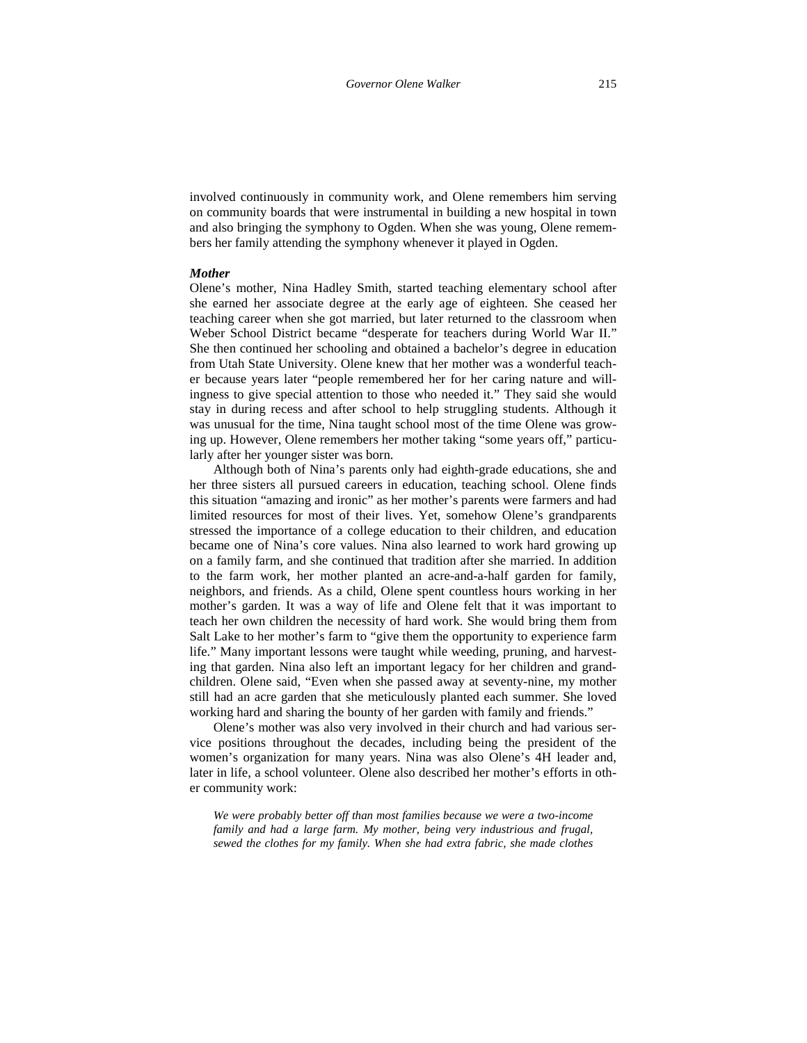involved continuously in community work, and Olene remembers him serving on community boards that were instrumental in building a new hospital in town and also bringing the symphony to Ogden. When she was young, Olene remembers her family attending the symphony whenever it played in Ogden.

***Mother***

Olene's mother, Nina Hadley Smith, started teaching elementary school after she earned her associate degree at the early age of eighteen. She ceased her teaching career when she got married, but later returned to the classroom when Weber School District became "desperate for teachers during World War II." She then continued her schooling and obtained a bachelor's degree in education from Utah State University. Olene knew that her mother was a wonderful teacher because years later "people remembered her for her caring nature and willingness to give special attention to those who needed it." They said she would stay in during recess and after school to help struggling students. Although it was unusual for the time, Nina taught school most of the time Olene was growing up. However, Olene remembers her mother taking "some years off," particularly after her younger sister was born.

Although both of Nina's parents only had eighth-grade educations, she and her three sisters all pursued careers in education, teaching school. Olene finds this situation "amazing and ironic" as her mother's parents were farmers and had limited resources for most of their lives. Yet, somehow Olene's grandparents stressed the importance of a college education to their children, and education became one of Nina's core values. Nina also learned to work hard growing up on a family farm, and she continued that tradition after she married. In addition to the farm work, her mother planted an acre-and-a-half garden for family, neighbors, and friends. As a child, Olene spent countless hours working in her mother's garden. It was a way of life and Olene felt that it was important to teach her own children the necessity of hard work. She would bring them from Salt Lake to her mother's farm to "give them the opportunity to experience farm life." Many important lessons were taught while weeding, pruning, and harvesting that garden. Nina also left an important legacy for her children and grandchildren. Olene said, "Even when she passed away at seventy-nine, my mother still had an acre garden that she meticulously planted each summer. She loved working hard and sharing the bounty of her garden with family and friends."

Olene's mother was also very involved in their church and had various service positions throughout the decades, including being the president of the women's organization for many years. Nina was also Olene's 4H leader and, later in life, a school volunteer. Olene also described her mother's efforts in other community work:

> *We were probably better off than most families because we were a two-income family and had a large farm. My mother, being very industrious and frugal, sewed the clothes for my family. When she had extra fabric, she made clothes*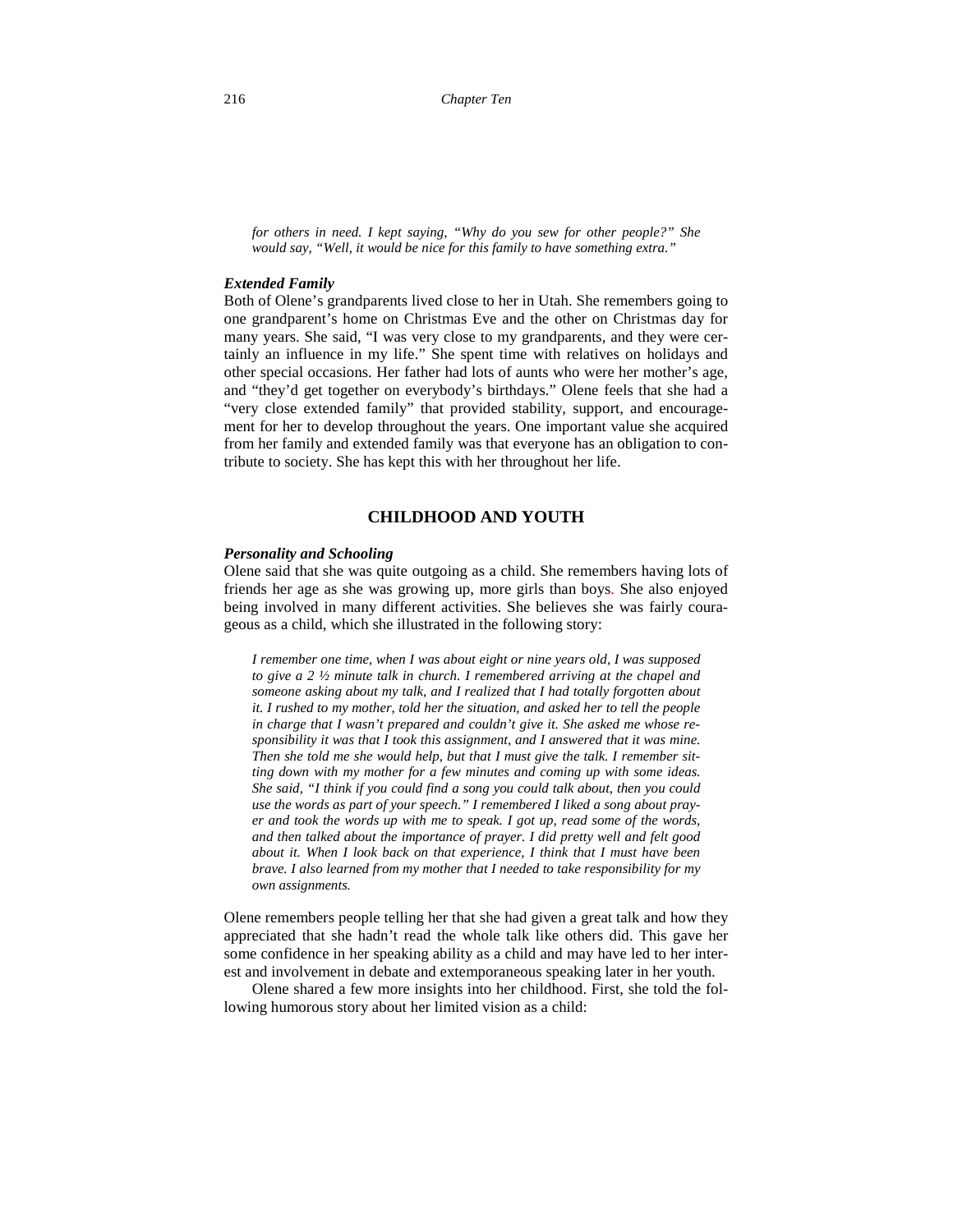*for others in need. I kept saying, "Why do you sew for other people?" She would say, "Well, it would be nice for this family to have something extra."*

### *Extended Family*

Both of Olene's grandparents lived close to her in Utah. She remembers going to one grandparent's home on Christmas Eve and the other on Christmas day for many years. She said, "I was very close to my grandparents, and they were certainly an influence in my life." She spent time with relatives on holidays and other special occasions. Her father had lots of aunts who were her mother's age, and "they'd get together on everybody's birthdays." Olene feels that she had a "very close extended family" that provided stability, support, and encouragement for her to develop throughout the years. One important value she acquired from her family and extended family was that everyone has an obligation to contribute to society. She has kept this with her throughout her life.

## CHILDHOOD AND YOUTH

### *Personality and Schooling*

Olene said that she was quite outgoing as a child. She remembers having lots of friends her age as she was growing up, more girls than boys. She also enjoyed being involved in many different activities. She believes she was fairly courageous as a child, which she illustrated in the following story:

> *I remember one time, when I was about eight or nine years old, I was supposed to give a 2 ½ minute talk in church. I remembered arriving at the chapel and someone asking about my talk, and I realized that I had totally forgotten about it. I rushed to my mother, told her the situation, and asked her to tell the people in charge that I wasn't prepared and couldn't give it. She asked me whose responsibility it was that I took this assignment, and I answered that it was mine. Then she told me she would help, but that I must give the talk. I remember sitting down with my mother for a few minutes and coming up with some ideas. She said, "I think if you could find a song you could talk about, then you could use the words as part of your speech." I remembered I liked a song about prayer and took the words up with me to speak. I got up, read some of the words, and then talked about the importance of prayer. I did pretty well and felt good about it. When I look back on that experience, I think that I must have been brave. I also learned from my mother that I needed to take responsibility for my own assignments.*

Olene remembers people telling her that she had given a great talk and how they appreciated that she hadn't read the whole talk like others did. This gave her some confidence in her speaking ability as a child and may have led to her interest and involvement in debate and extemporaneous speaking later in her youth.

Olene shared a few more insights into her childhood. First, she told the following humorous story about her limited vision as a child: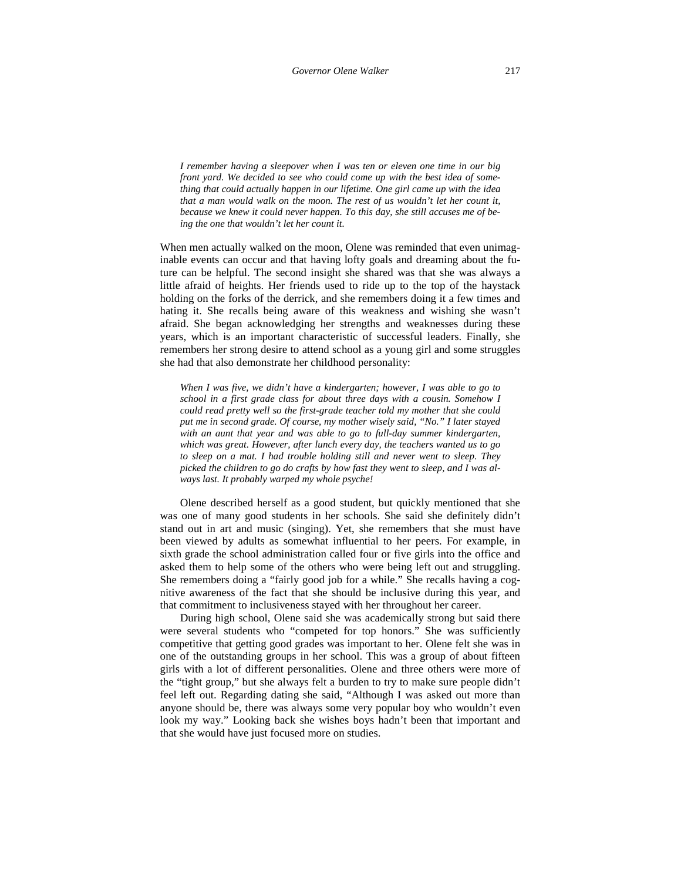*I remember having a sleepover when I was ten or eleven one time in our big front yard. We decided to see who could come up with the best idea of something that could actually happen in our lifetime. One girl came up with the idea that a man would walk on the moon. The rest of us wouldn't let her count it, because we knew it could never happen. To this day, she still accuses me of being the one that wouldn't let her count it.*

When men actually walked on the moon, Olene was reminded that even unimaginable events can occur and that having lofty goals and dreaming about the future can be helpful. The second insight she shared was that she was always a little afraid of heights. Her friends used to ride up to the top of the haystack holding on the forks of the derrick, and she remembers doing it a few times and hating it. She recalls being aware of this weakness and wishing she wasn't afraid. She began acknowledging her strengths and weaknesses during these years, which is an important characteristic of successful leaders. Finally, she remembers her strong desire to attend school as a young girl and some struggles she had that also demonstrate her childhood personality:

*When I was five, we didn't have a kindergarten; however, I was able to go to school in a first grade class for about three days with a cousin. Somehow I could read pretty well so the first-grade teacher told my mother that she could put me in second grade. Of course, my mother wisely said, "No." I later stayed with an aunt that year and was able to go to full-day summer kindergarten, which was great. However, after lunch every day, the teachers wanted us to go to sleep on a mat. I had trouble holding still and never went to sleep. They picked the children to go do crafts by how fast they went to sleep, and I was always last. It probably warped my whole psyche!*

Olene described herself as a good student, but quickly mentioned that she was one of many good students in her schools. She said she definitely didn't stand out in art and music (singing). Yet, she remembers that she must have been viewed by adults as somewhat influential to her peers. For example, in sixth grade the school administration called four or five girls into the office and asked them to help some of the others who were being left out and struggling. She remembers doing a "fairly good job for a while." She recalls having a cognitive awareness of the fact that she should be inclusive during this year, and that commitment to inclusiveness stayed with her throughout her career.

During high school, Olene said she was academically strong but said there were several students who "competed for top honors." She was sufficiently competitive that getting good grades was important to her. Olene felt she was in one of the outstanding groups in her school. This was a group of about fifteen girls with a lot of different personalities. Olene and three others were more of the "tight group," but she always felt a burden to try to make sure people didn't feel left out. Regarding dating she said, "Although I was asked out more than anyone should be, there was always some very popular boy who wouldn't even look my way." Looking back she wishes boys hadn't been that important and that she would have just focused more on studies.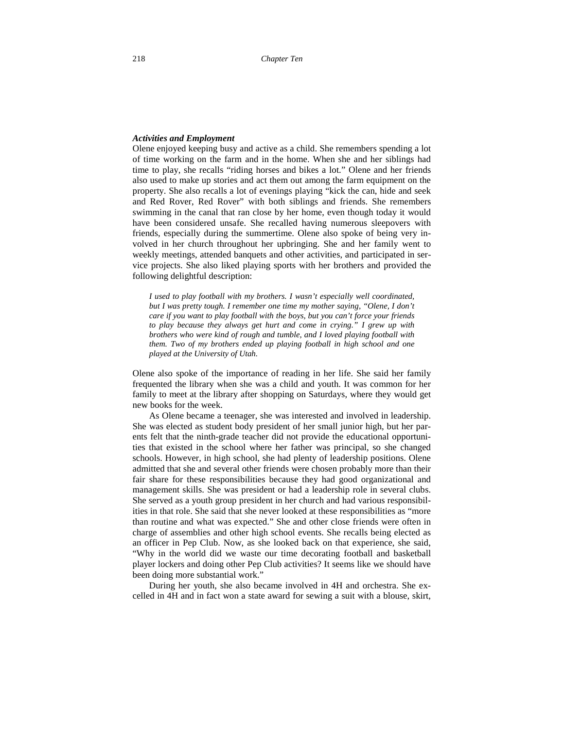***Activities and Employment***

Olene enjoyed keeping busy and active as a child. She remembers spending a lot of time working on the farm and in the home. When she and her siblings had time to play, she recalls "riding horses and bikes a lot." Olene and her friends also used to make up stories and act them out among the farm equipment on the property. She also recalls a lot of evenings playing "kick the can, hide and seek and Red Rover, Red Rover" with both siblings and friends. She remembers swimming in the canal that ran close by her home, even though today it would have been considered unsafe. She recalled having numerous sleepovers with friends, especially during the summertime. Olene also spoke of being very involved in her church throughout her upbringing. She and her family went to weekly meetings, attended banquets and other activities, and participated in service projects. She also liked playing sports with her brothers and provided the following delightful description:

> *I used to play football with my brothers. I wasn't especially well coordinated, but I was pretty tough. I remember one time my mother saying, "Olene, I don't care if you want to play football with the boys, but you can't force your friends to play because they always get hurt and come in crying." I grew up with brothers who were kind of rough and tumble, and I loved playing football with them. Two of my brothers ended up playing football in high school and one played at the University of Utah.*

Olene also spoke of the importance of reading in her life. She said her family frequented the library when she was a child and youth. It was common for her family to meet at the library after shopping on Saturdays, where they would get new books for the week.

As Olene became a teenager, she was interested and involved in leadership. She was elected as student body president of her small junior high, but her parents felt that the ninth-grade teacher did not provide the educational opportunities that existed in the school where her father was principal, so she changed schools. However, in high school, she had plenty of leadership positions. Olene admitted that she and several other friends were chosen probably more than their fair share for these responsibilities because they had good organizational and management skills. She was president or had a leadership role in several clubs. She served as a youth group president in her church and had various responsibilities in that role. She said that she never looked at these responsibilities as "more than routine and what was expected." She and other close friends were often in charge of assemblies and other high school events. She recalls being elected as an officer in Pep Club. Now, as she looked back on that experience, she said, "Why in the world did we waste our time decorating football and basketball player lockers and doing other Pep Club activities? It seems like we should have been doing more substantial work."

During her youth, she also became involved in 4H and orchestra. She excelled in 4H and in fact won a state award for sewing a suit with a blouse, skirt,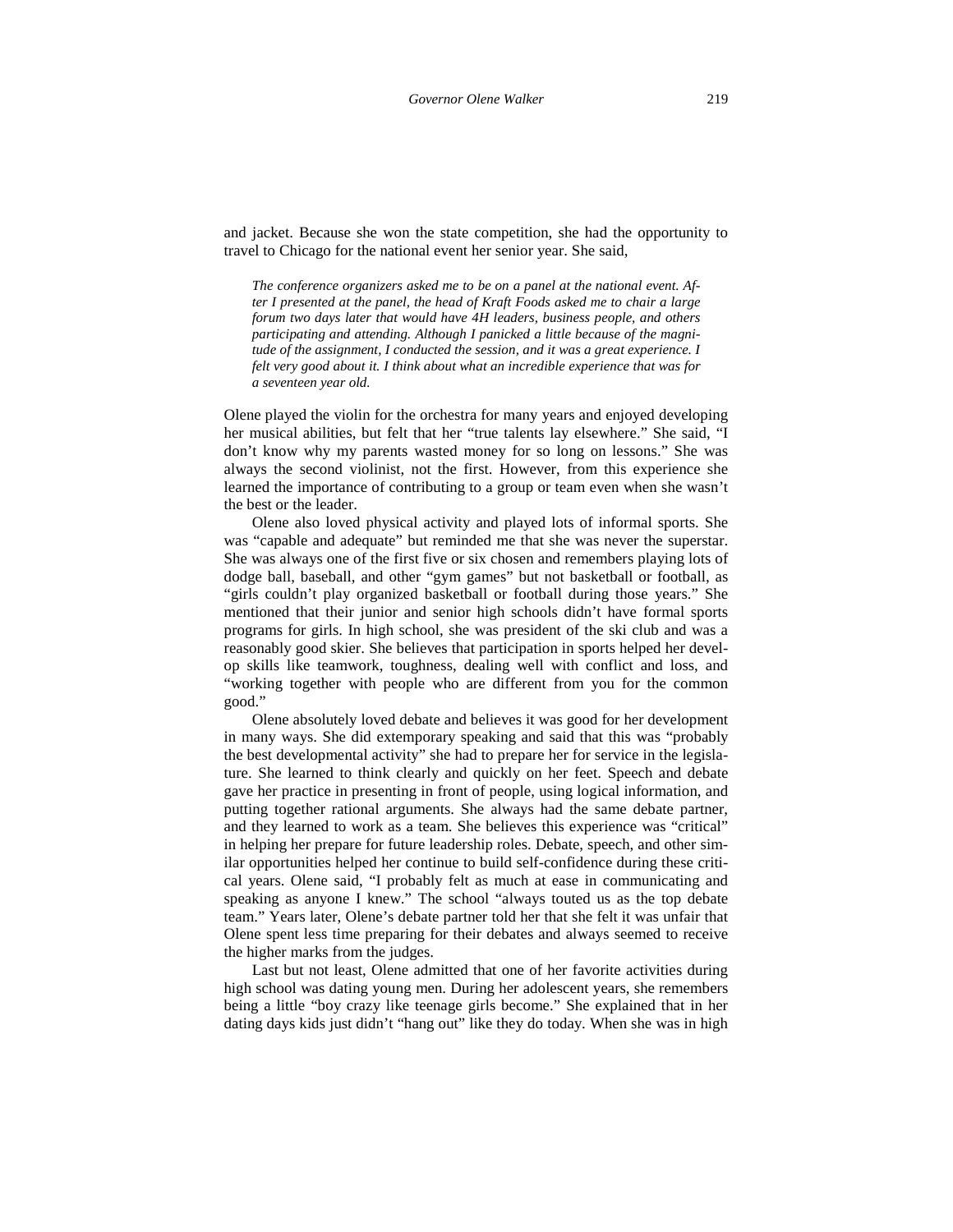and jacket. Because she won the state competition, she had the opportunity to travel to Chicago for the national event her senior year. She said,

> *The conference organizers asked me to be on a panel at the national event. After I presented at the panel, the head of Kraft Foods asked me to chair a large forum two days later that would have 4H leaders, business people, and others participating and attending. Although I panicked a little because of the magnitude of the assignment, I conducted the session, and it was a great experience. I felt very good about it. I think about what an incredible experience that was for a seventeen year old.*

Olene played the violin for the orchestra for many years and enjoyed developing her musical abilities, but felt that her "true talents lay elsewhere." She said, "I don't know why my parents wasted money for so long on lessons." She was always the second violinist, not the first. However, from this experience she learned the importance of contributing to a group or team even when she wasn't the best or the leader.

Olene also loved physical activity and played lots of informal sports. She was "capable and adequate" but reminded me that she was never the superstar. She was always one of the first five or six chosen and remembers playing lots of dodge ball, baseball, and other "gym games" but not basketball or football, as "girls couldn't play organized basketball or football during those years." She mentioned that their junior and senior high schools didn't have formal sports programs for girls. In high school, she was president of the ski club and was a reasonably good skier. She believes that participation in sports helped her develop skills like teamwork, toughness, dealing well with conflict and loss, and "working together with people who are different from you for the common good."

Olene absolutely loved debate and believes it was good for her development in many ways. She did extemporary speaking and said that this was "probably the best developmental activity" she had to prepare her for service in the legislature. She learned to think clearly and quickly on her feet. Speech and debate gave her practice in presenting in front of people, using logical information, and putting together rational arguments. She always had the same debate partner, and they learned to work as a team. She believes this experience was "critical" in helping her prepare for future leadership roles. Debate, speech, and other similar opportunities helped her continue to build self-confidence during these critical years. Olene said, "I probably felt as much at ease in communicating and speaking as anyone I knew." The school "always touted us as the top debate team." Years later, Olene's debate partner told her that she felt it was unfair that Olene spent less time preparing for their debates and always seemed to receive the higher marks from the judges.

Last but not least, Olene admitted that one of her favorite activities during high school was dating young men. During her adolescent years, she remembers being a little "boy crazy like teenage girls become." She explained that in her dating days kids just didn't "hang out" like they do today. When she was in high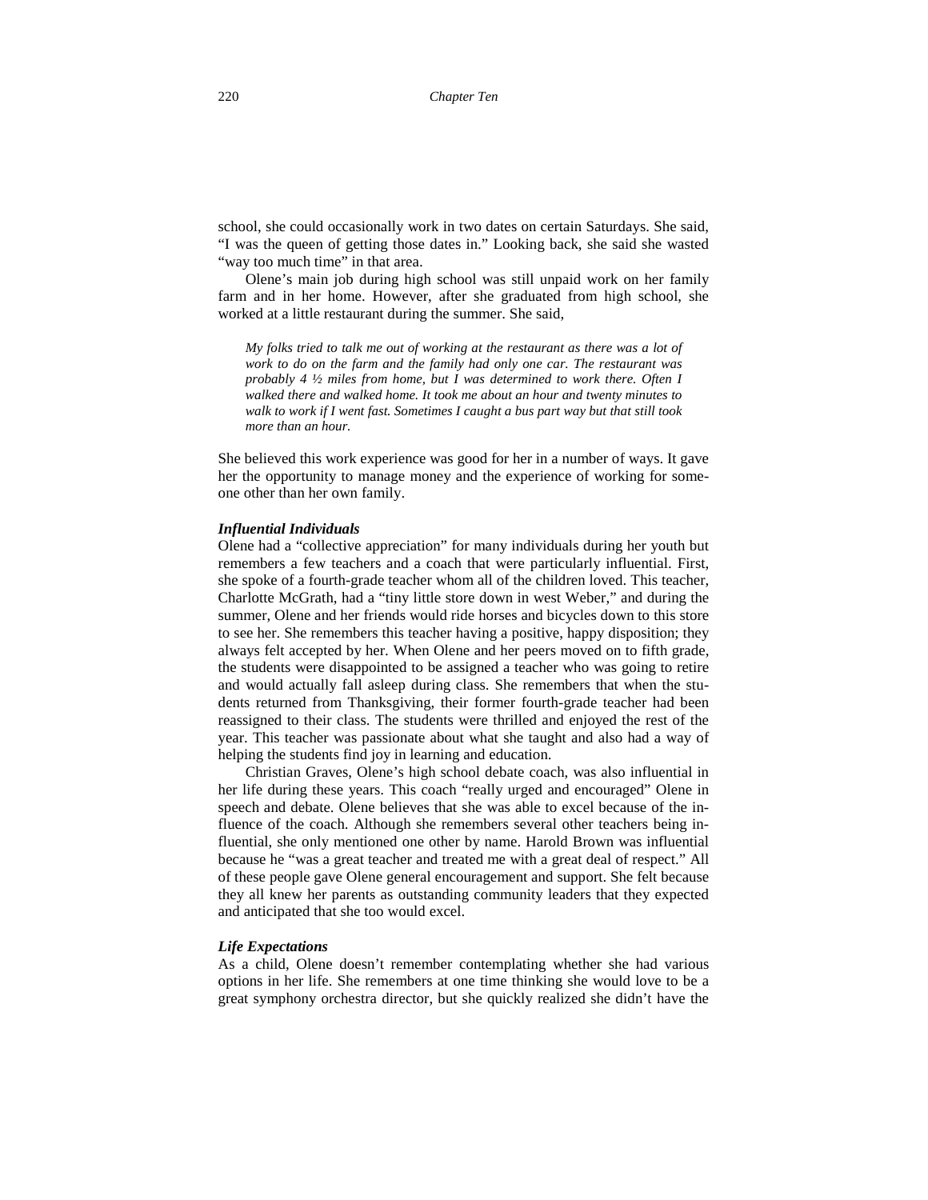school, she could occasionally work in two dates on certain Saturdays. She said, “I was the queen of getting those dates in.” Looking back, she said she wasted “way too much time” in that area.

Olene’s main job during high school was still unpaid work on her family farm and in her home. However, after she graduated from high school, she worked at a little restaurant during the summer. She said,

> *My folks tried to talk me out of working at the restaurant as there was a lot of work to do on the farm and the family had only one car. The restaurant was probably 4 ½ miles from home, but I was determined to work there. Often I walked there and walked home. It took me about an hour and twenty minutes to walk to work if I went fast. Sometimes I caught a bus part way but that still took more than an hour.*

She believed this work experience was good for her in a number of ways. It gave her the opportunity to manage money and the experience of working for someone other than her own family.

***Influential Individuals***

Olene had a “collective appreciation” for many individuals during her youth but remembers a few teachers and a coach that were particularly influential. First, she spoke of a fourth-grade teacher whom all of the children loved. This teacher, Charlotte McGrath, had a “tiny little store down in west Weber,” and during the summer, Olene and her friends would ride horses and bicycles down to this store to see her. She remembers this teacher having a positive, happy disposition; they always felt accepted by her. When Olene and her peers moved on to fifth grade, the students were disappointed to be assigned a teacher who was going to retire and would actually fall asleep during class. She remembers that when the students returned from Thanksgiving, their former fourth-grade teacher had been reassigned to their class. The students were thrilled and enjoyed the rest of the year. This teacher was passionate about what she taught and also had a way of helping the students find joy in learning and education.

Christian Graves, Olene’s high school debate coach, was also influential in her life during these years. This coach “really urged and encouraged” Olene in speech and debate. Olene believes that she was able to excel because of the influence of the coach. Although she remembers several other teachers being influential, she only mentioned one other by name. Harold Brown was influential because he “was a great teacher and treated me with a great deal of respect.” All of these people gave Olene general encouragement and support. She felt because they all knew her parents as outstanding community leaders that they expected and anticipated that she too would excel.

***Life Expectations***

As a child, Olene doesn’t remember contemplating whether she had various options in her life. She remembers at one time thinking she would love to be a great symphony orchestra director, but she quickly realized she didn’t have the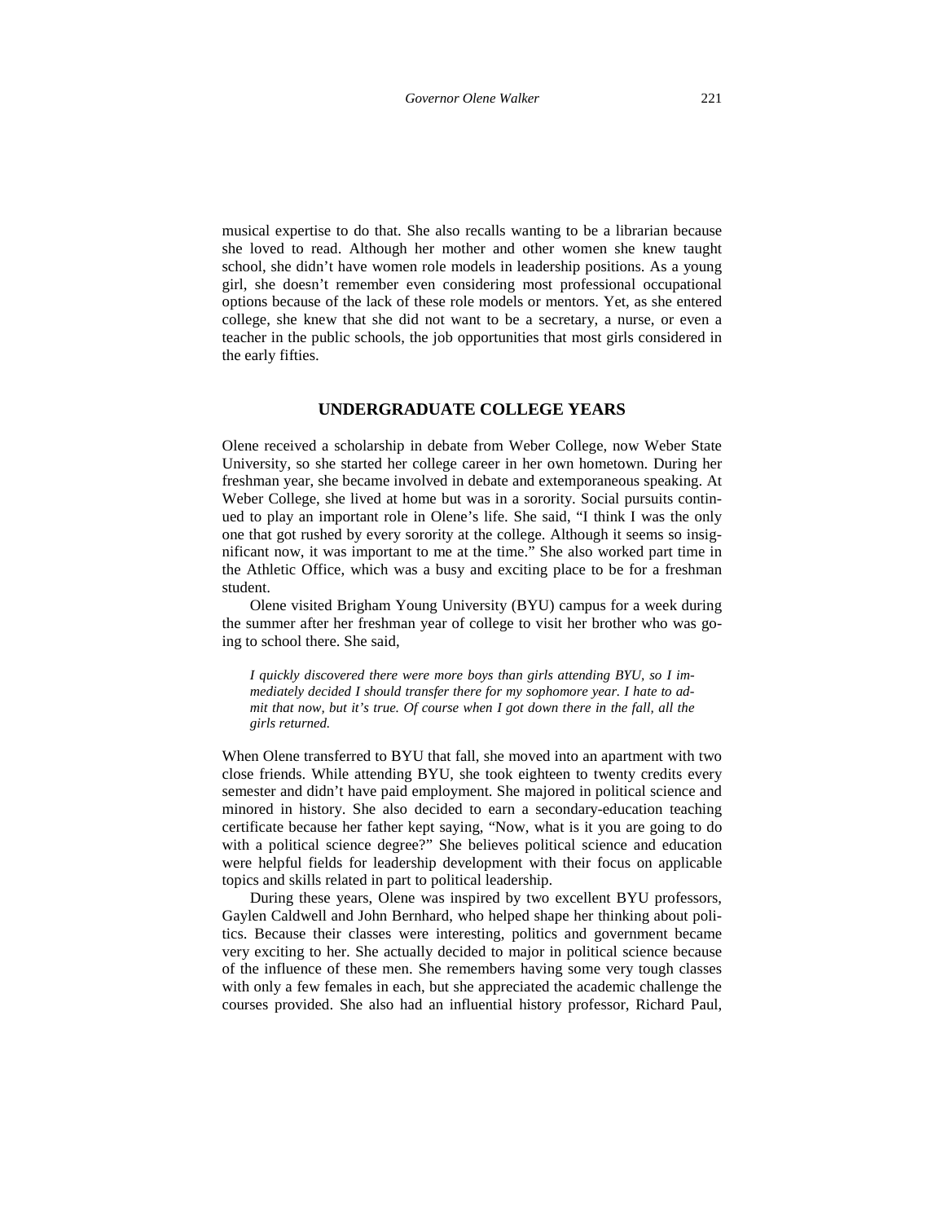musical expertise to do that. She also recalls wanting to be a librarian because she loved to read. Although her mother and other women she knew taught school, she didn't have women role models in leadership positions. As a young girl, she doesn't remember even considering most professional occupational options because of the lack of these role models or mentors. Yet, as she entered college, she knew that she did not want to be a secretary, a nurse, or even a teacher in the public schools, the job opportunities that most girls considered in the early fifties.

## UNDERGRADUATE COLLEGE YEARS

Olene received a scholarship in debate from Weber College, now Weber State University, so she started her college career in her own hometown. During her freshman year, she became involved in debate and extemporaneous speaking. At Weber College, she lived at home but was in a sorority. Social pursuits continued to play an important role in Olene's life. She said, "I think I was the only one that got rushed by every sorority at the college. Although it seems so insignificant now, it was important to me at the time." She also worked part time in the Athletic Office, which was a busy and exciting place to be for a freshman student.

Olene visited Brigham Young University (BYU) campus for a week during the summer after her freshman year of college to visit her brother who was going to school there. She said,

> *I quickly discovered there were more boys than girls attending BYU, so I immediately decided I should transfer there for my sophomore year. I hate to admit that now, but it's true. Of course when I got down there in the fall, all the girls returned.*

When Olene transferred to BYU that fall, she moved into an apartment with two close friends. While attending BYU, she took eighteen to twenty credits every semester and didn't have paid employment. She majored in political science and minored in history. She also decided to earn a secondary-education teaching certificate because her father kept saying, "Now, what is it you are going to do with a political science degree?" She believes political science and education were helpful fields for leadership development with their focus on applicable topics and skills related in part to political leadership.

During these years, Olene was inspired by two excellent BYU professors, Gaylen Caldwell and John Bernhard, who helped shape her thinking about politics. Because their classes were interesting, politics and government became very exciting to her. She actually decided to major in political science because of the influence of these men. She remembers having some very tough classes with only a few females in each, but she appreciated the academic challenge the courses provided. She also had an influential history professor, Richard Paul,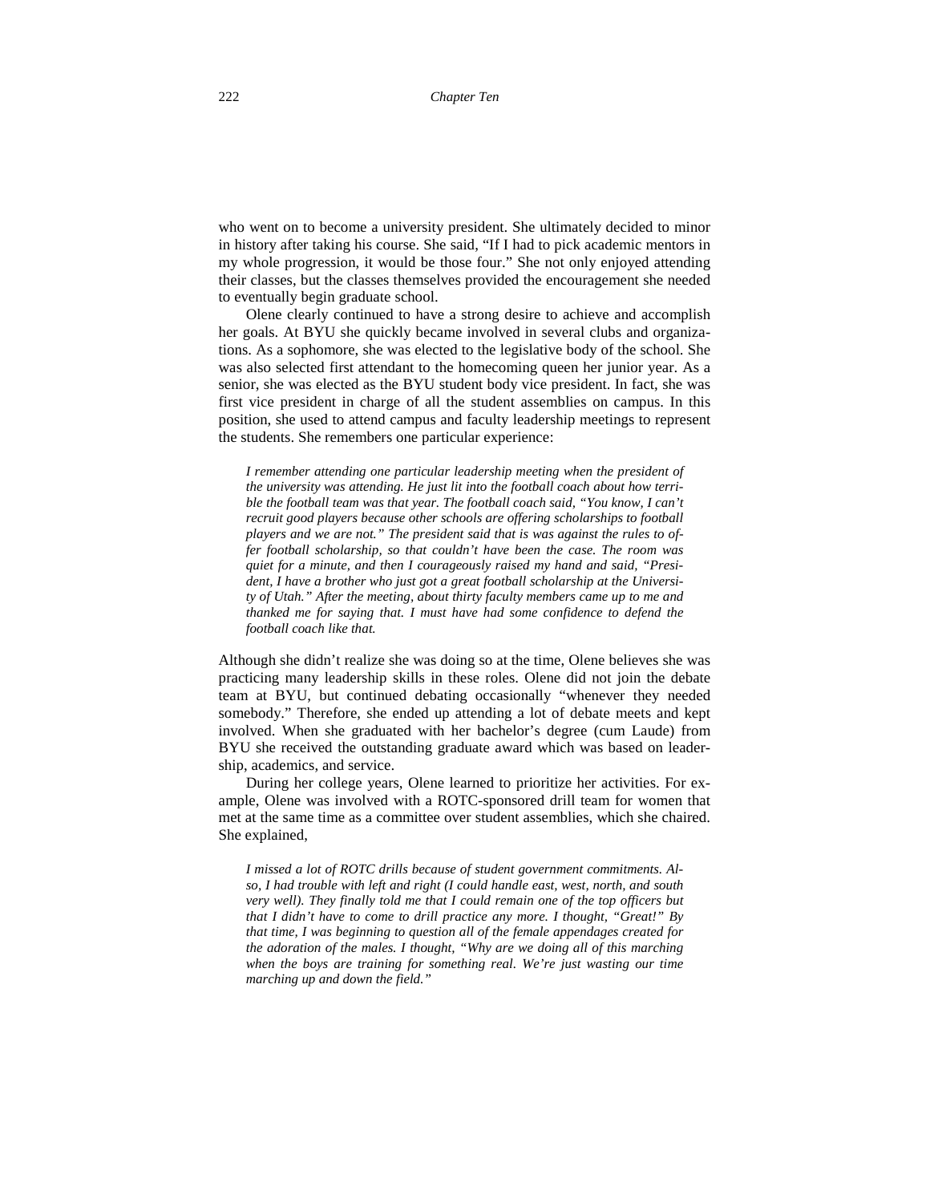who went on to become a university president. She ultimately decided to minor in history after taking his course. She said, "If I had to pick academic mentors in my whole progression, it would be those four." She not only enjoyed attending their classes, but the classes themselves provided the encouragement she needed to eventually begin graduate school.

Olene clearly continued to have a strong desire to achieve and accomplish her goals. At BYU she quickly became involved in several clubs and organizations. As a sophomore, she was elected to the legislative body of the school. She was also selected first attendant to the homecoming queen her junior year. As a senior, she was elected as the BYU student body vice president. In fact, she was first vice president in charge of all the student assemblies on campus. In this position, she used to attend campus and faculty leadership meetings to represent the students. She remembers one particular experience:

> *I remember attending one particular leadership meeting when the president of the university was attending. He just lit into the football coach about how terrible the football team was that year. The football coach said, "You know, I can't recruit good players because other schools are offering scholarships to football players and we are not." The president said that is was against the rules to offer football scholarship, so that couldn't have been the case. The room was quiet for a minute, and then I courageously raised my hand and said, "President, I have a brother who just got a great football scholarship at the University of Utah." After the meeting, about thirty faculty members came up to me and thanked me for saying that. I must have had some confidence to defend the football coach like that.*

Although she didn't realize she was doing so at the time, Olene believes she was practicing many leadership skills in these roles. Olene did not join the debate team at BYU, but continued debating occasionally "whenever they needed somebody." Therefore, she ended up attending a lot of debate meets and kept involved. When she graduated with her bachelor's degree (cum Laude) from BYU she received the outstanding graduate award which was based on leadership, academics, and service.

During her college years, Olene learned to prioritize her activities. For example, Olene was involved with a ROTC-sponsored drill team for women that met at the same time as a committee over student assemblies, which she chaired. She explained,

> *I missed a lot of ROTC drills because of student government commitments. Also, I had trouble with left and right (I could handle east, west, north, and south very well). They finally told me that I could remain one of the top officers but that I didn't have to come to drill practice any more. I thought, "Great!" By that time, I was beginning to question all of the female appendages created for the adoration of the males. I thought, "Why are we doing all of this marching when the boys are training for something real. We're just wasting our time marching up and down the field."*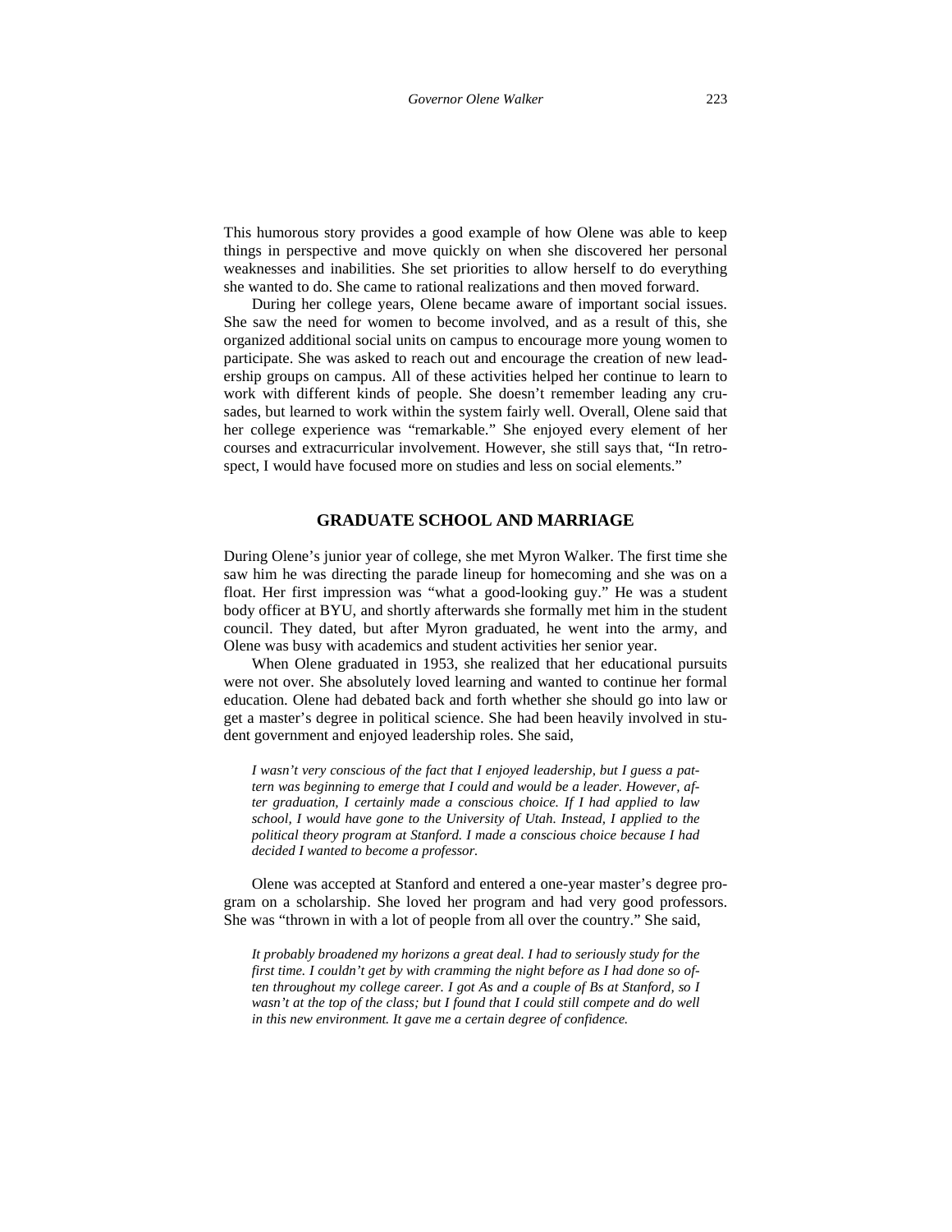This humorous story provides a good example of how Olene was able to keep things in perspective and move quickly on when she discovered her personal weaknesses and inabilities. She set priorities to allow herself to do everything she wanted to do. She came to rational realizations and then moved forward.

During her college years, Olene became aware of important social issues. She saw the need for women to become involved, and as a result of this, she organized additional social units on campus to encourage more young women to participate. She was asked to reach out and encourage the creation of new leadership groups on campus. All of these activities helped her continue to learn to work with different kinds of people. She doesn't remember leading any crusades, but learned to work within the system fairly well. Overall, Olene said that her college experience was "remarkable." She enjoyed every element of her courses and extracurricular involvement. However, she still says that, "In retrospect, I would have focused more on studies and less on social elements."

## GRADUATE SCHOOL AND MARRIAGE

During Olene's junior year of college, she met Myron Walker. The first time she saw him he was directing the parade lineup for homecoming and she was on a float. Her first impression was "what a good-looking guy." He was a student body officer at BYU, and shortly afterwards she formally met him in the student council. They dated, but after Myron graduated, he went into the army, and Olene was busy with academics and student activities her senior year.

When Olene graduated in 1953, she realized that her educational pursuits were not over. She absolutely loved learning and wanted to continue her formal education. Olene had debated back and forth whether she should go into law or get a master's degree in political science. She had been heavily involved in student government and enjoyed leadership roles. She said,

> *I wasn't very conscious of the fact that I enjoyed leadership, but I guess a pattern was beginning to emerge that I could and would be a leader. However, after graduation, I certainly made a conscious choice. If I had applied to law school, I would have gone to the University of Utah. Instead, I applied to the political theory program at Stanford. I made a conscious choice because I had decided I wanted to become a professor.*

Olene was accepted at Stanford and entered a one-year master's degree program on a scholarship. She loved her program and had very good professors. She was "thrown in with a lot of people from all over the country." She said,

> *It probably broadened my horizons a great deal. I had to seriously study for the first time. I couldn't get by with cramming the night before as I had done so often throughout my college career. I got As and a couple of Bs at Stanford, so I wasn't at the top of the class; but I found that I could still compete and do well in this new environment. It gave me a certain degree of confidence.*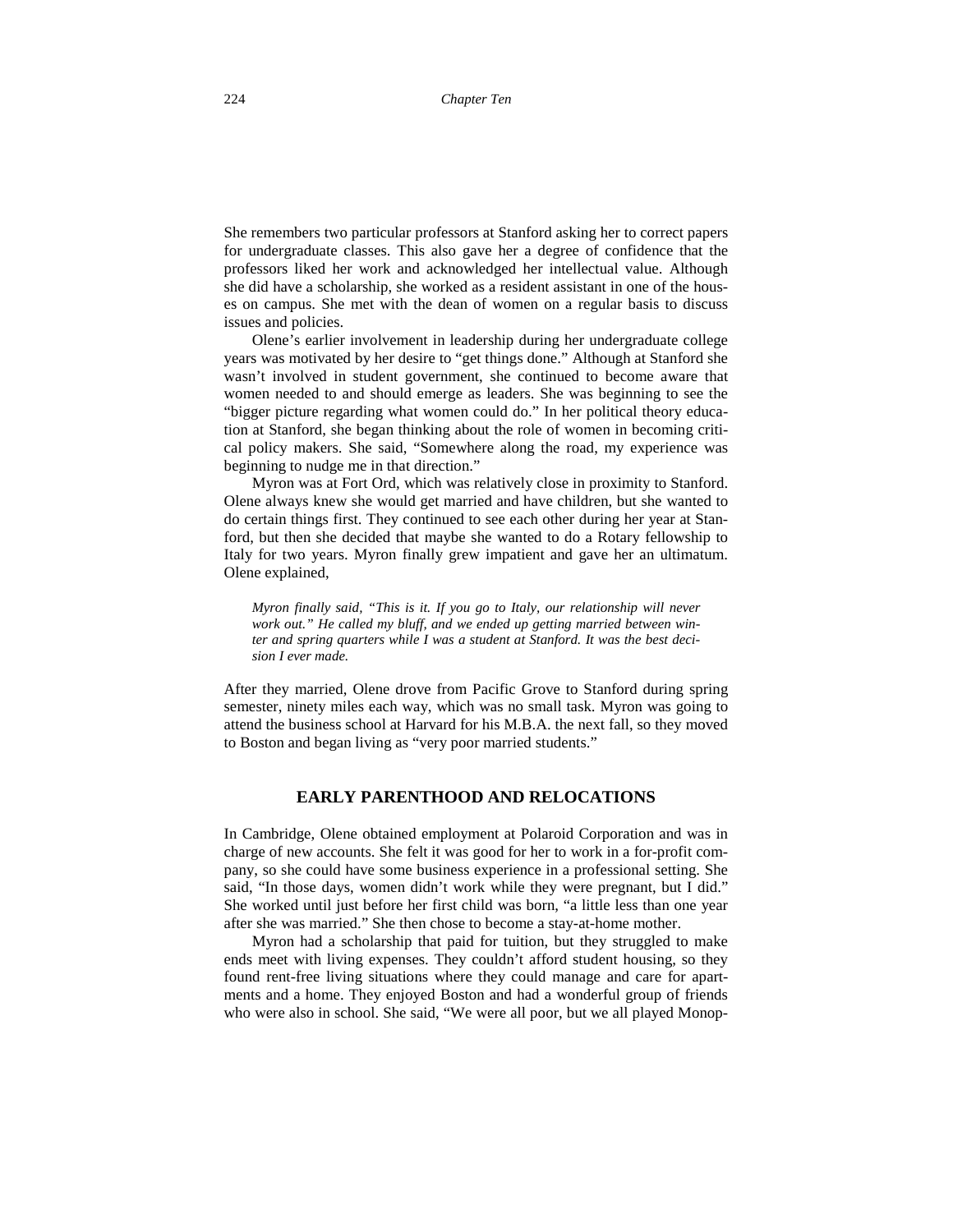She remembers two particular professors at Stanford asking her to correct papers for undergraduate classes. This also gave her a degree of confidence that the professors liked her work and acknowledged her intellectual value. Although she did have a scholarship, she worked as a resident assistant in one of the houses on campus. She met with the dean of women on a regular basis to discuss issues and policies.

Olene's earlier involvement in leadership during her undergraduate college years was motivated by her desire to "get things done." Although at Stanford she wasn't involved in student government, she continued to become aware that women needed to and should emerge as leaders. She was beginning to see the "bigger picture regarding what women could do." In her political theory education at Stanford, she began thinking about the role of women in becoming critical policy makers. She said, "Somewhere along the road, my experience was beginning to nudge me in that direction."

Myron was at Fort Ord, which was relatively close in proximity to Stanford. Olene always knew she would get married and have children, but she wanted to do certain things first. They continued to see each other during her year at Stanford, but then she decided that maybe she wanted to do a Rotary fellowship to Italy for two years. Myron finally grew impatient and gave her an ultimatum. Olene explained,

> *Myron finally said, "This is it. If you go to Italy, our relationship will never work out." He called my bluff, and we ended up getting married between winter and spring quarters while I was a student at Stanford. It was the best decision I ever made.*

After they married, Olene drove from Pacific Grove to Stanford during spring semester, ninety miles each way, which was no small task. Myron was going to attend the business school at Harvard for his M.B.A. the next fall, so they moved to Boston and began living as "very poor married students."

## EARLY PARENTHOOD AND RELOCATIONS

In Cambridge, Olene obtained employment at Polaroid Corporation and was in charge of new accounts. She felt it was good for her to work in a for-profit company, so she could have some business experience in a professional setting. She said, "In those days, women didn't work while they were pregnant, but I did." She worked until just before her first child was born, "a little less than one year after she was married." She then chose to become a stay-at-home mother.

Myron had a scholarship that paid for tuition, but they struggled to make ends meet with living expenses. They couldn't afford student housing, so they found rent-free living situations where they could manage and care for apartments and a home. They enjoyed Boston and had a wonderful group of friends who were also in school. She said, "We were all poor, but we all played Monop-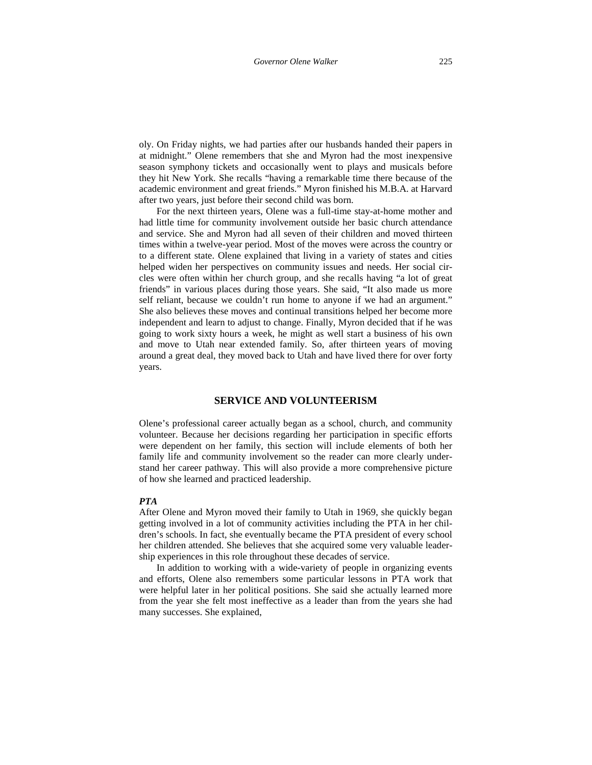oly. On Friday nights, we had parties after our husbands handed their papers in at midnight." Olene remembers that she and Myron had the most inexpensive season symphony tickets and occasionally went to plays and musicals before they hit New York. She recalls "having a remarkable time there because of the academic environment and great friends." Myron finished his M.B.A. at Harvard after two years, just before their second child was born.

For the next thirteen years, Olene was a full-time stay-at-home mother and had little time for community involvement outside her basic church attendance and service. She and Myron had all seven of their children and moved thirteen times within a twelve-year period. Most of the moves were across the country or to a different state. Olene explained that living in a variety of states and cities helped widen her perspectives on community issues and needs. Her social circles were often within her church group, and she recalls having "a lot of great friends" in various places during those years. She said, "It also made us more self reliant, because we couldn't run home to anyone if we had an argument." She also believes these moves and continual transitions helped her become more independent and learn to adjust to change. Finally, Myron decided that if he was going to work sixty hours a week, he might as well start a business of his own and move to Utah near extended family. So, after thirteen years of moving around a great deal, they moved back to Utah and have lived there for over forty years.

## SERVICE AND VOLUNTEERISM

Olene's professional career actually began as a school, church, and community volunteer. Because her decisions regarding her participation in specific efforts were dependent on her family, this section will include elements of both her family life and community involvement so the reader can more clearly understand her career pathway. This will also provide a more comprehensive picture of how she learned and practiced leadership.

### *PTA*

After Olene and Myron moved their family to Utah in 1969, she quickly began getting involved in a lot of community activities including the PTA in her children's schools. In fact, she eventually became the PTA president of every school her children attended. She believes that she acquired some very valuable leadership experiences in this role throughout these decades of service.

In addition to working with a wide-variety of people in organizing events and efforts, Olene also remembers some particular lessons in PTA work that were helpful later in her political positions. She said she actually learned more from the year she felt most ineffective as a leader than from the years she had many successes. She explained,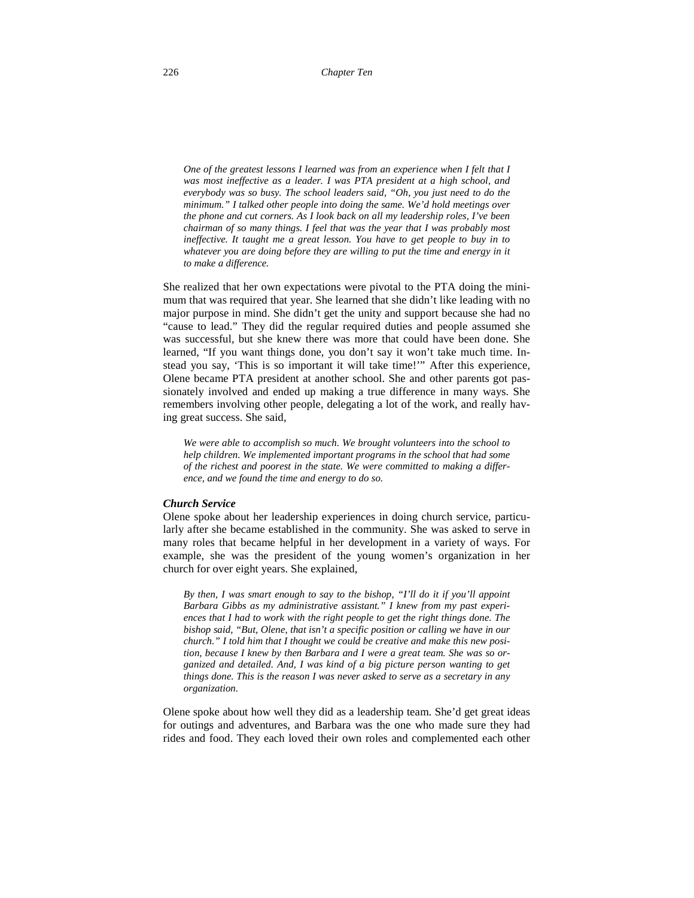*One of the greatest lessons I learned was from an experience when I felt that I was most ineffective as a leader. I was PTA president at a high school, and everybody was so busy. The school leaders said, "Oh, you just need to do the minimum." I talked other people into doing the same. We'd hold meetings over the phone and cut corners. As I look back on all my leadership roles, I've been chairman of so many things. I feel that was the year that I was probably most ineffective. It taught me a great lesson. You have to get people to buy in to whatever you are doing before they are willing to put the time and energy in it to make a difference.*

She realized that her own expectations were pivotal to the PTA doing the minimum that was required that year. She learned that she didn't like leading with no major purpose in mind. She didn't get the unity and support because she had no "cause to lead." They did the regular required duties and people assumed she was successful, but she knew there was more that could have been done. She learned, "If you want things done, you don't say it won't take much time. Instead you say, 'This is so important it will take time!'" After this experience, Olene became PTA president at another school. She and other parents got passionately involved and ended up making a true difference in many ways. She remembers involving other people, delegating a lot of the work, and really having great success. She said,

*We were able to accomplish so much. We brought volunteers into the school to help children. We implemented important programs in the school that had some of the richest and poorest in the state. We were committed to making a difference, and we found the time and energy to do so.*

### *Church Service*

Olene spoke about her leadership experiences in doing church service, particularly after she became established in the community. She was asked to serve in many roles that became helpful in her development in a variety of ways. For example, she was the president of the young women's organization in her church for over eight years. She explained,

*By then, I was smart enough to say to the bishop, "I'll do it if you'll appoint Barbara Gibbs as my administrative assistant." I knew from my past experiences that I had to work with the right people to get the right things done. The bishop said, "But, Olene, that isn't a specific position or calling we have in our church." I told him that I thought we could be creative and make this new position, because I knew by then Barbara and I were a great team. She was so organized and detailed. And, I was kind of a big picture person wanting to get things done. This is the reason I was never asked to serve as a secretary in any organization.*

Olene spoke about how well they did as a leadership team. She'd get great ideas for outings and adventures, and Barbara was the one who made sure they had rides and food. They each loved their own roles and complemented each other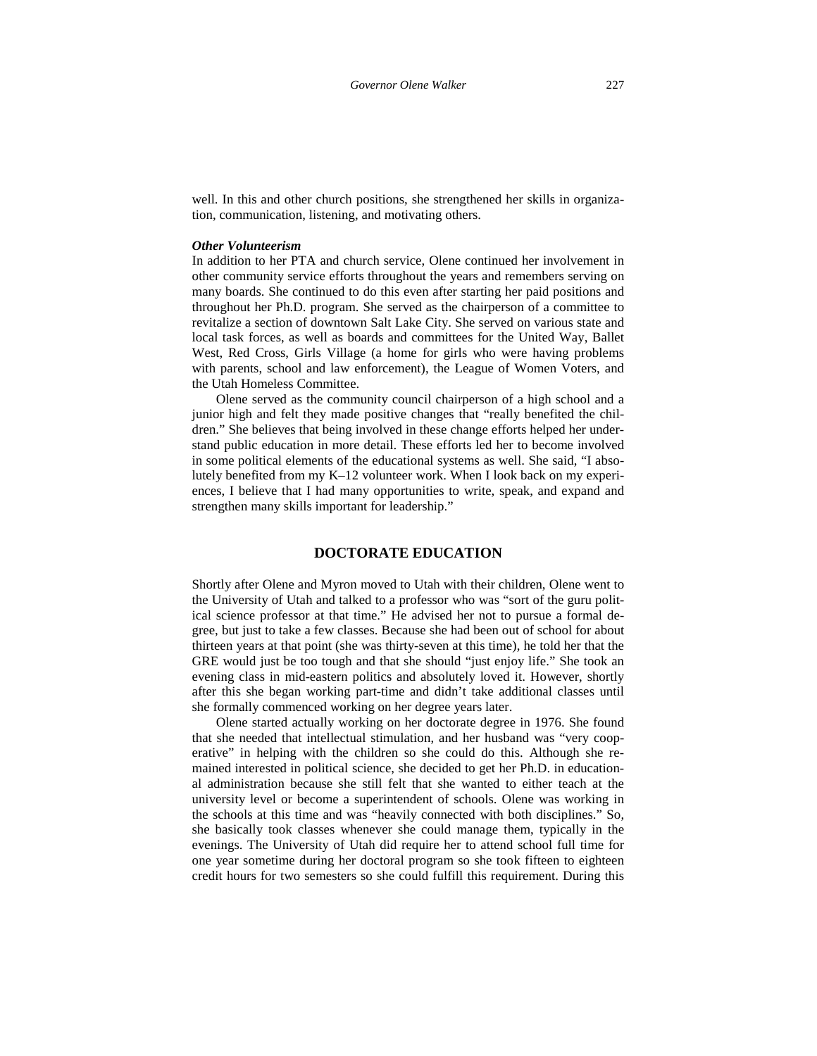well. In this and other church positions, she strengthened her skills in organization, communication, listening, and motivating others.

***Other Volunteerism***

In addition to her PTA and church service, Olene continued her involvement in other community service efforts throughout the years and remembers serving on many boards. She continued to do this even after starting her paid positions and throughout her Ph.D. program. She served as the chairperson of a committee to revitalize a section of downtown Salt Lake City. She served on various state and local task forces, as well as boards and committees for the United Way, Ballet West, Red Cross, Girls Village (a home for girls who were having problems with parents, school and law enforcement), the League of Women Voters, and the Utah Homeless Committee.

Olene served as the community council chairperson of a high school and a junior high and felt they made positive changes that "really benefited the children." She believes that being involved in these change efforts helped her understand public education in more detail. These efforts led her to become involved in some political elements of the educational systems as well. She said, "I absolutely benefited from my K–12 volunteer work. When I look back on my experiences, I believe that I had many opportunities to write, speak, and expand and strengthen many skills important for leadership."

## DOCTORATE EDUCATION

Shortly after Olene and Myron moved to Utah with their children, Olene went to the University of Utah and talked to a professor who was "sort of the guru political science professor at that time." He advised her not to pursue a formal degree, but just to take a few classes. Because she had been out of school for about thirteen years at that point (she was thirty-seven at this time), he told her that the GRE would just be too tough and that she should "just enjoy life." She took an evening class in mid-eastern politics and absolutely loved it. However, shortly after this she began working part-time and didn't take additional classes until she formally commenced working on her degree years later.

Olene started actually working on her doctorate degree in 1976. She found that she needed that intellectual stimulation, and her husband was "very cooperative" in helping with the children so she could do this. Although she remained interested in political science, she decided to get her Ph.D. in educational administration because she still felt that she wanted to either teach at the university level or become a superintendent of schools. Olene was working in the schools at this time and was "heavily connected with both disciplines." So, she basically took classes whenever she could manage them, typically in the evenings. The University of Utah did require her to attend school full time for one year sometime during her doctoral program so she took fifteen to eighteen credit hours for two semesters so she could fulfill this requirement. During this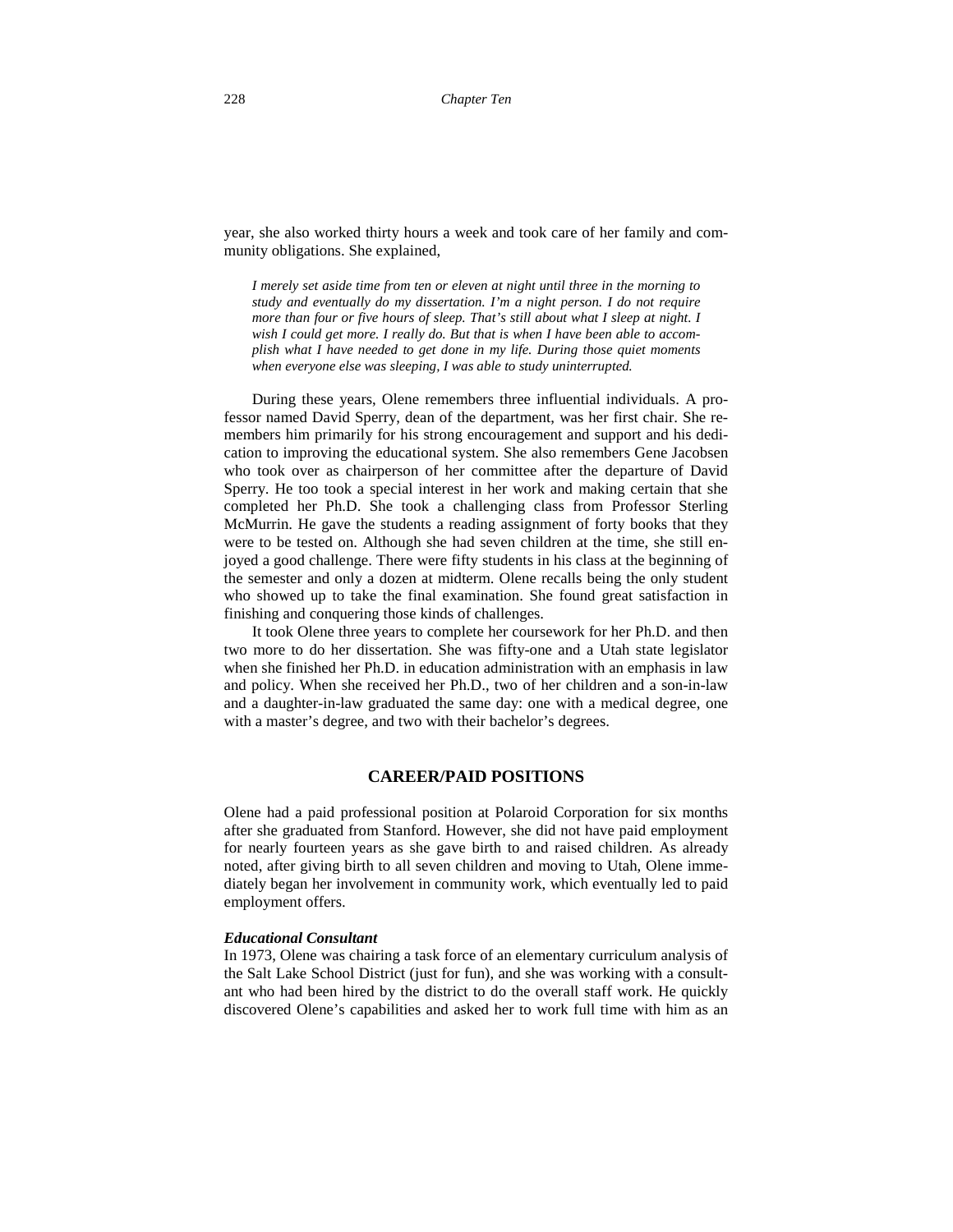year, she also worked thirty hours a week and took care of her family and community obligations. She explained,

> *I merely set aside time from ten or eleven at night until three in the morning to study and eventually do my dissertation. I'm a night person. I do not require more than four or five hours of sleep. That's still about what I sleep at night. I wish I could get more. I really do. But that is when I have been able to accomplish what I have needed to get done in my life. During those quiet moments when everyone else was sleeping, I was able to study uninterrupted.*

During these years, Olene remembers three influential individuals. A professor named David Sperry, dean of the department, was her first chair. She remembers him primarily for his strong encouragement and support and his dedication to improving the educational system. She also remembers Gene Jacobsen who took over as chairperson of her committee after the departure of David Sperry. He too took a special interest in her work and making certain that she completed her Ph.D. She took a challenging class from Professor Sterling McMurrin. He gave the students a reading assignment of forty books that they were to be tested on. Although she had seven children at the time, she still enjoyed a good challenge. There were fifty students in his class at the beginning of the semester and only a dozen at midterm. Olene recalls being the only student who showed up to take the final examination. She found great satisfaction in finishing and conquering those kinds of challenges.

It took Olene three years to complete her coursework for her Ph.D. and then two more to do her dissertation. She was fifty-one and a Utah state legislator when she finished her Ph.D. in education administration with an emphasis in law and policy. When she received her Ph.D., two of her children and a son-in-law and a daughter-in-law graduated the same day: one with a medical degree, one with a master's degree, and two with their bachelor's degrees.

## CAREER/PAID POSITIONS

Olene had a paid professional position at Polaroid Corporation for six months after she graduated from Stanford. However, she did not have paid employment for nearly fourteen years as she gave birth to and raised children. As already noted, after giving birth to all seven children and moving to Utah, Olene immediately began her involvement in community work, which eventually led to paid employment offers.

### *Educational Consultant*

In 1973, Olene was chairing a task force of an elementary curriculum analysis of the Salt Lake School District (just for fun), and she was working with a consultant who had been hired by the district to do the overall staff work. He quickly discovered Olene's capabilities and asked her to work full time with him as an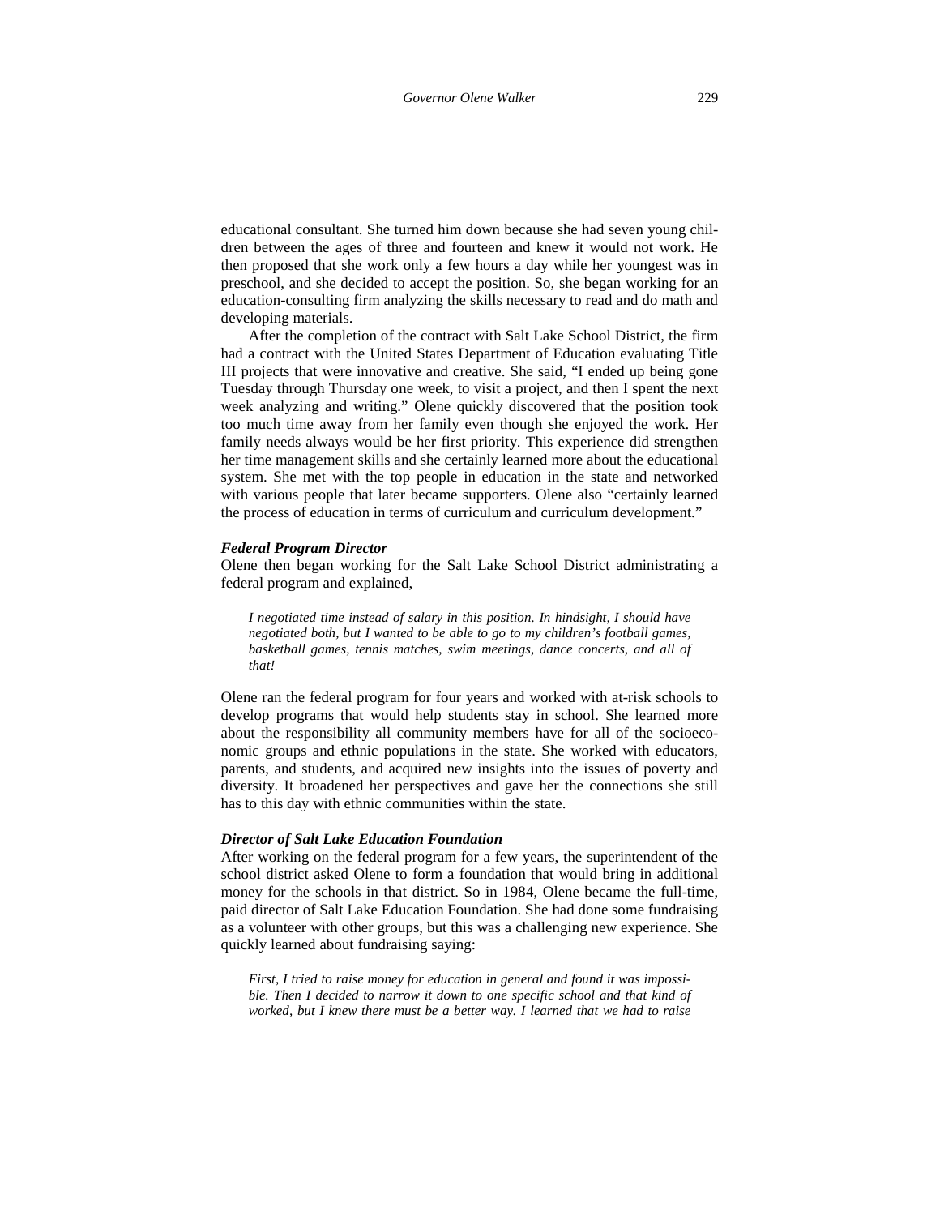educational consultant. She turned him down because she had seven young children between the ages of three and fourteen and knew it would not work. He then proposed that she work only a few hours a day while her youngest was in preschool, and she decided to accept the position. So, she began working for an education-consulting firm analyzing the skills necessary to read and do math and developing materials.

After the completion of the contract with Salt Lake School District, the firm had a contract with the United States Department of Education evaluating Title III projects that were innovative and creative. She said, "I ended up being gone Tuesday through Thursday one week, to visit a project, and then I spent the next week analyzing and writing." Olene quickly discovered that the position took too much time away from her family even though she enjoyed the work. Her family needs always would be her first priority. This experience did strengthen her time management skills and she certainly learned more about the educational system. She met with the top people in education in the state and networked with various people that later became supporters. Olene also "certainly learned the process of education in terms of curriculum and curriculum development."

### *Federal Program Director*

Olene then began working for the Salt Lake School District administrating a federal program and explained,

> *I negotiated time instead of salary in this position. In hindsight, I should have negotiated both, but I wanted to be able to go to my children's football games, basketball games, tennis matches, swim meetings, dance concerts, and all of that!*

Olene ran the federal program for four years and worked with at-risk schools to develop programs that would help students stay in school. She learned more about the responsibility all community members have for all of the socioeconomic groups and ethnic populations in the state. She worked with educators, parents, and students, and acquired new insights into the issues of poverty and diversity. It broadened her perspectives and gave her the connections she still has to this day with ethnic communities within the state.

### *Director of Salt Lake Education Foundation*

After working on the federal program for a few years, the superintendent of the school district asked Olene to form a foundation that would bring in additional money for the schools in that district. So in 1984, Olene became the full-time, paid director of Salt Lake Education Foundation. She had done some fundraising as a volunteer with other groups, but this was a challenging new experience. She quickly learned about fundraising saying:

> *First, I tried to raise money for education in general and found it was impossible. Then I decided to narrow it down to one specific school and that kind of worked, but I knew there must be a better way. I learned that we had to raise*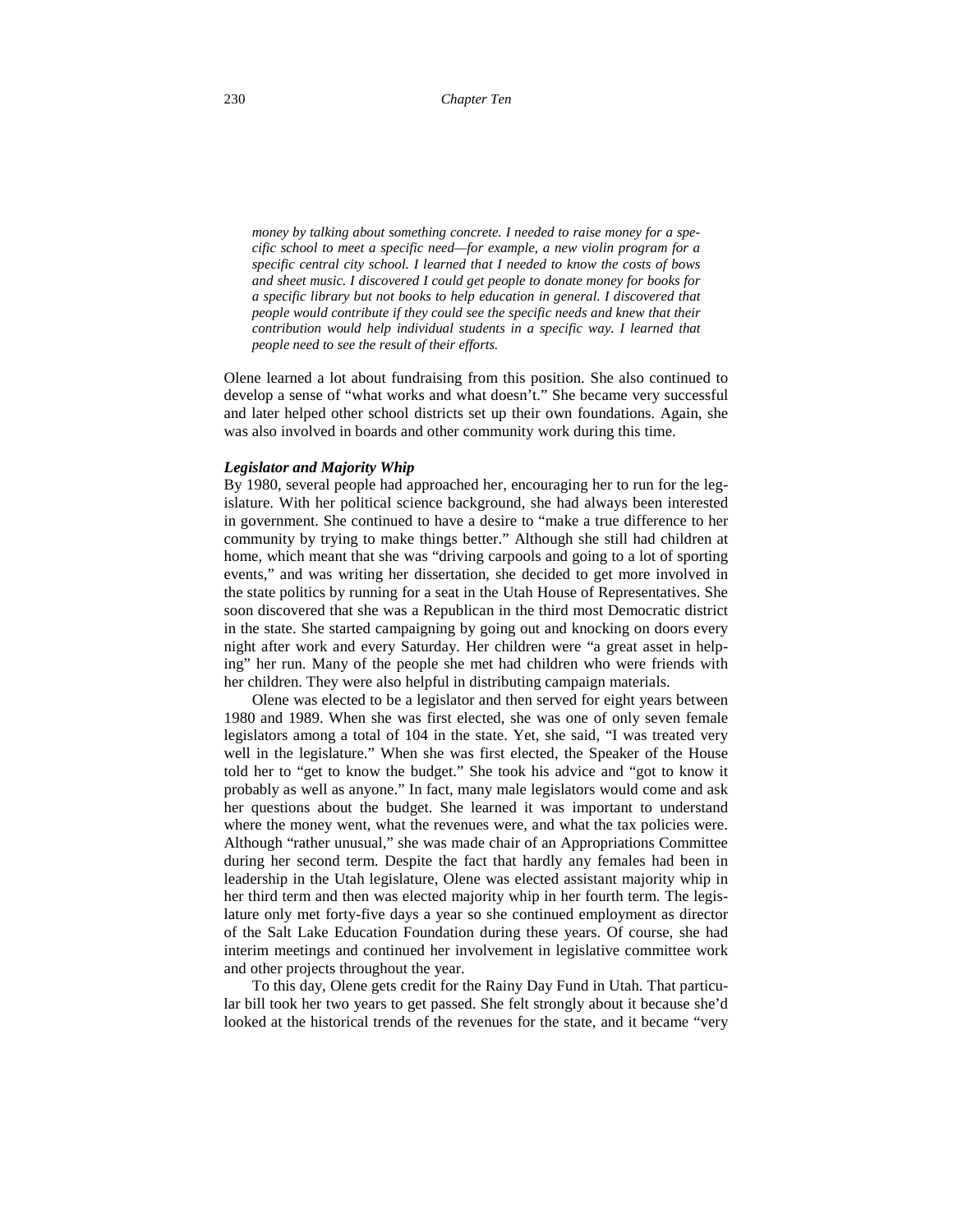*money by talking about something concrete. I needed to raise money for a specific school to meet a specific need—for example, a new violin program for a specific central city school. I learned that I needed to know the costs of bows and sheet music. I discovered I could get people to donate money for books for a specific library but not books to help education in general. I discovered that people would contribute if they could see the specific needs and knew that their contribution would help individual students in a specific way. I learned that people need to see the result of their efforts.*

Olene learned a lot about fundraising from this position. She also continued to develop a sense of "what works and what doesn't." She became very successful and later helped other school districts set up their own foundations. Again, she was also involved in boards and other community work during this time.

***Legislator and Majority Whip***

By 1980, several people had approached her, encouraging her to run for the legislature. With her political science background, she had always been interested in government. She continued to have a desire to "make a true difference to her community by trying to make things better." Although she still had children at home, which meant that she was "driving carpools and going to a lot of sporting events," and was writing her dissertation, she decided to get more involved in the state politics by running for a seat in the Utah House of Representatives. She soon discovered that she was a Republican in the third most Democratic district in the state. She started campaigning by going out and knocking on doors every night after work and every Saturday. Her children were "a great asset in helping" her run. Many of the people she met had children who were friends with her children. They were also helpful in distributing campaign materials.

Olene was elected to be a legislator and then served for eight years between 1980 and 1989. When she was first elected, she was one of only seven female legislators among a total of 104 in the state. Yet, she said, "I was treated very well in the legislature." When she was first elected, the Speaker of the House told her to "get to know the budget." She took his advice and "got to know it probably as well as anyone." In fact, many male legislators would come and ask her questions about the budget. She learned it was important to understand where the money went, what the revenues were, and what the tax policies were. Although "rather unusual," she was made chair of an Appropriations Committee during her second term. Despite the fact that hardly any females had been in leadership in the Utah legislature, Olene was elected assistant majority whip in her third term and then was elected majority whip in her fourth term. The legislature only met forty-five days a year so she continued employment as director of the Salt Lake Education Foundation during these years. Of course, she had interim meetings and continued her involvement in legislative committee work and other projects throughout the year.

To this day, Olene gets credit for the Rainy Day Fund in Utah. That particular bill took her two years to get passed. She felt strongly about it because she'd looked at the historical trends of the revenues for the state, and it became "very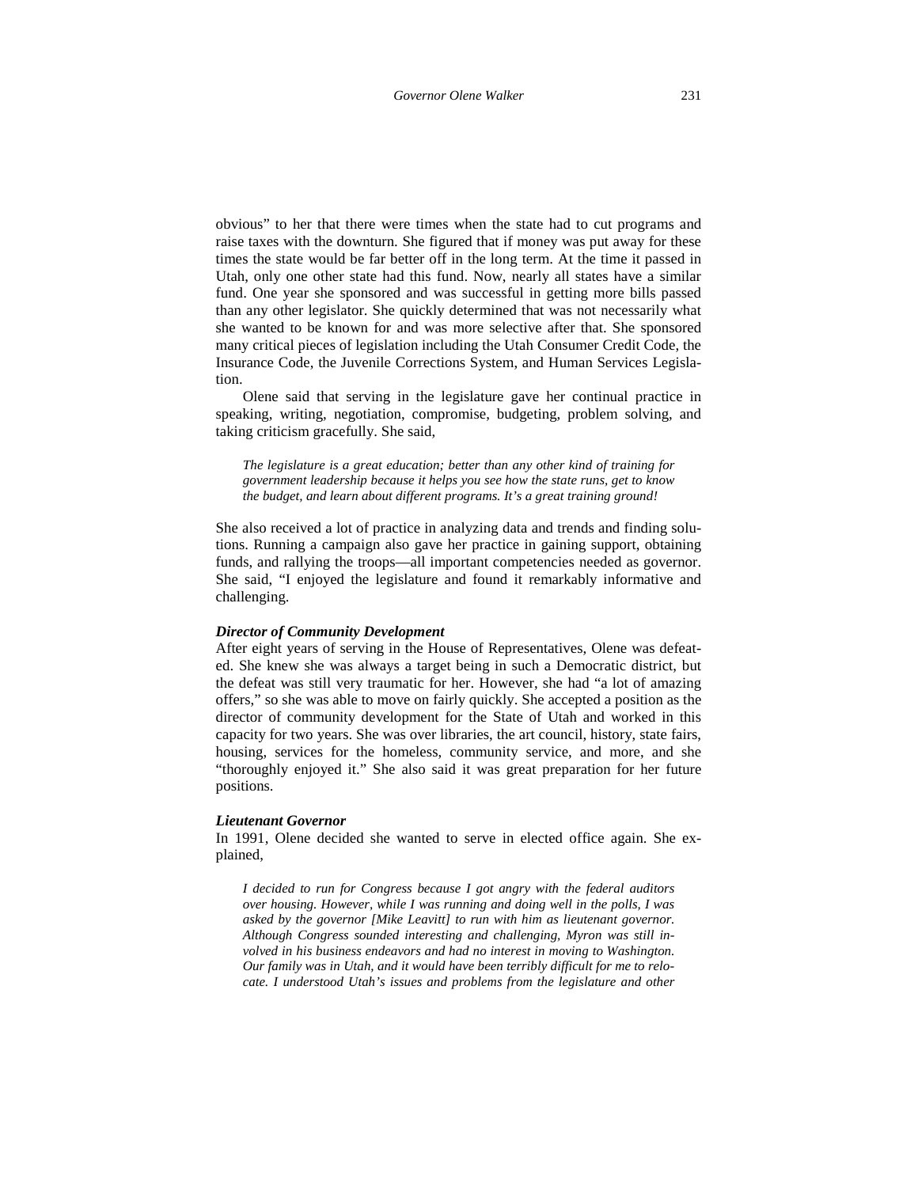obvious" to her that there were times when the state had to cut programs and raise taxes with the downturn. She figured that if money was put away for these times the state would be far better off in the long term. At the time it passed in Utah, only one other state had this fund. Now, nearly all states have a similar fund. One year she sponsored and was successful in getting more bills passed than any other legislator. She quickly determined that was not necessarily what she wanted to be known for and was more selective after that. She sponsored many critical pieces of legislation including the Utah Consumer Credit Code, the Insurance Code, the Juvenile Corrections System, and Human Services Legislation.

Olene said that serving in the legislature gave her continual practice in speaking, writing, negotiation, compromise, budgeting, problem solving, and taking criticism gracefully. She said,

> *The legislature is a great education; better than any other kind of training for government leadership because it helps you see how the state runs, get to know the budget, and learn about different programs. It's a great training ground!*

She also received a lot of practice in analyzing data and trends and finding solutions. Running a campaign also gave her practice in gaining support, obtaining funds, and rallying the troops—all important competencies needed as governor. She said, "I enjoyed the legislature and found it remarkably informative and challenging.

### *Director of Community Development*

After eight years of serving in the House of Representatives, Olene was defeated. She knew she was always a target being in such a Democratic district, but the defeat was still very traumatic for her. However, she had "a lot of amazing offers," so she was able to move on fairly quickly. She accepted a position as the director of community development for the State of Utah and worked in this capacity for two years. She was over libraries, the art council, history, state fairs, housing, services for the homeless, community service, and more, and she "thoroughly enjoyed it." She also said it was great preparation for her future positions.

### *Lieutenant Governor*

In 1991, Olene decided she wanted to serve in elected office again. She explained,

> *I decided to run for Congress because I got angry with the federal auditors over housing. However, while I was running and doing well in the polls, I was asked by the governor [Mike Leavitt] to run with him as lieutenant governor. Although Congress sounded interesting and challenging, Myron was still involved in his business endeavors and had no interest in moving to Washington. Our family was in Utah, and it would have been terribly difficult for me to relocate. I understood Utah's issues and problems from the legislature and other*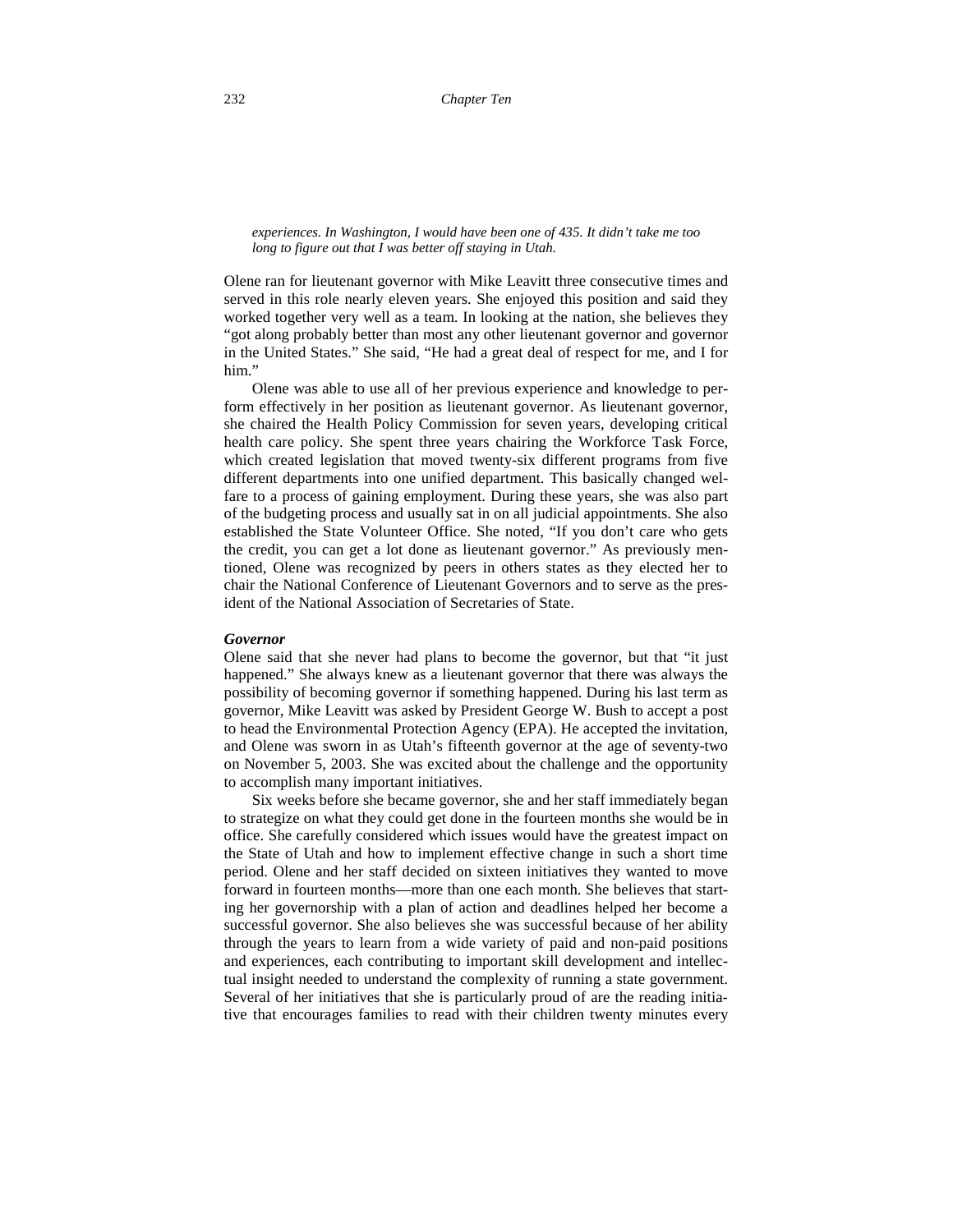*experiences. In Washington, I would have been one of 435. It didn't take me too long to figure out that I was better off staying in Utah.*

Olene ran for lieutenant governor with Mike Leavitt three consecutive times and served in this role nearly eleven years. She enjoyed this position and said they worked together very well as a team. In looking at the nation, she believes they "got along probably better than most any other lieutenant governor and governor in the United States." She said, "He had a great deal of respect for me, and I for him."

Olene was able to use all of her previous experience and knowledge to perform effectively in her position as lieutenant governor. As lieutenant governor, she chaired the Health Policy Commission for seven years, developing critical health care policy. She spent three years chairing the Workforce Task Force, which created legislation that moved twenty-six different programs from five different departments into one unified department. This basically changed welfare to a process of gaining employment. During these years, she was also part of the budgeting process and usually sat in on all judicial appointments. She also established the State Volunteer Office. She noted, "If you don't care who gets the credit, you can get a lot done as lieutenant governor." As previously mentioned, Olene was recognized by peers in others states as they elected her to chair the National Conference of Lieutenant Governors and to serve as the president of the National Association of Secretaries of State.

### *Governor*

Olene said that she never had plans to become the governor, but that "it just happened." She always knew as a lieutenant governor that there was always the possibility of becoming governor if something happened. During his last term as governor, Mike Leavitt was asked by President George W. Bush to accept a post to head the Environmental Protection Agency (EPA). He accepted the invitation, and Olene was sworn in as Utah's fifteenth governor at the age of seventy-two on November 5, 2003. She was excited about the challenge and the opportunity to accomplish many important initiatives.

Six weeks before she became governor, she and her staff immediately began to strategize on what they could get done in the fourteen months she would be in office. She carefully considered which issues would have the greatest impact on the State of Utah and how to implement effective change in such a short time period. Olene and her staff decided on sixteen initiatives they wanted to move forward in fourteen months—more than one each month. She believes that starting her governorship with a plan of action and deadlines helped her become a successful governor. She also believes she was successful because of her ability through the years to learn from a wide variety of paid and non-paid positions and experiences, each contributing to important skill development and intellectual insight needed to understand the complexity of running a state government. Several of her initiatives that she is particularly proud of are the reading initiative that encourages families to read with their children twenty minutes every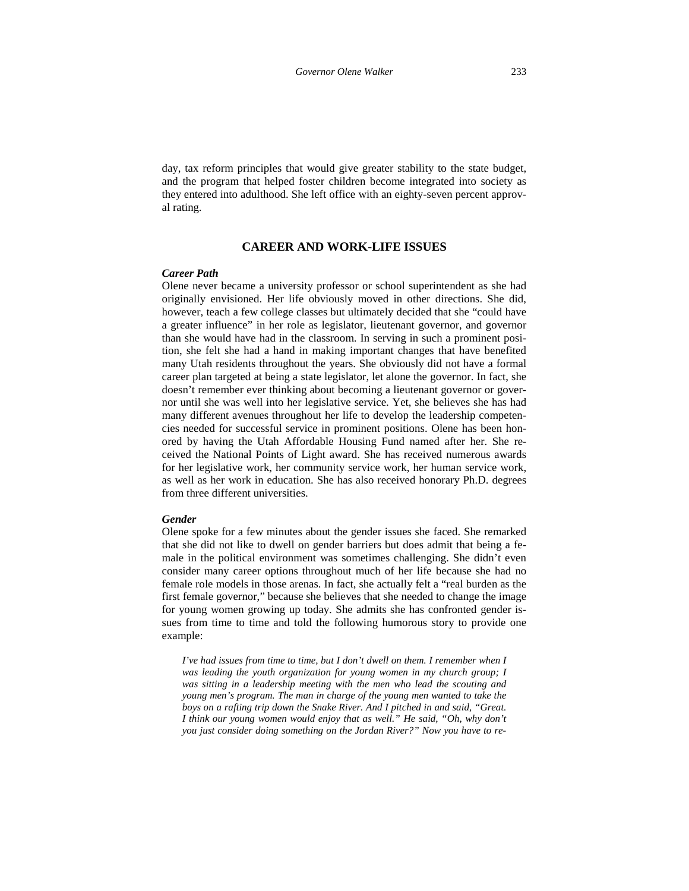day, tax reform principles that would give greater stability to the state budget, and the program that helped foster children become integrated into society as they entered into adulthood. She left office with an eighty-seven percent approval rating.

## CAREER AND WORK-LIFE ISSUES

***Career Path***

Olene never became a university professor or school superintendent as she had originally envisioned. Her life obviously moved in other directions. She did, however, teach a few college classes but ultimately decided that she "could have a greater influence" in her role as legislator, lieutenant governor, and governor than she would have had in the classroom. In serving in such a prominent position, she felt she had a hand in making important changes that have benefited many Utah residents throughout the years. She obviously did not have a formal career plan targeted at being a state legislator, let alone the governor. In fact, she doesn't remember ever thinking about becoming a lieutenant governor or governor until she was well into her legislative service. Yet, she believes she has had many different avenues throughout her life to develop the leadership competencies needed for successful service in prominent positions. Olene has been honored by having the Utah Affordable Housing Fund named after her. She received the National Points of Light award. She has received numerous awards for her legislative work, her community service work, her human service work, as well as her work in education. She has also received honorary Ph.D. degrees from three different universities.

***Gender***

Olene spoke for a few minutes about the gender issues she faced. She remarked that she did not like to dwell on gender barriers but does admit that being a female in the political environment was sometimes challenging. She didn't even consider many career options throughout much of her life because she had no female role models in those arenas. In fact, she actually felt a "real burden as the first female governor," because she believes that she needed to change the image for young women growing up today. She admits she has confronted gender issues from time to time and told the following humorous story to provide one example:

> *I've had issues from time to time, but I don't dwell on them. I remember when I was leading the youth organization for young women in my church group; I was sitting in a leadership meeting with the men who lead the scouting and young men's program. The man in charge of the young men wanted to take the boys on a rafting trip down the Snake River. And I pitched in and said, "Great. I think our young women would enjoy that as well." He said, "Oh, why don't you just consider doing something on the Jordan River?" Now you have to re-*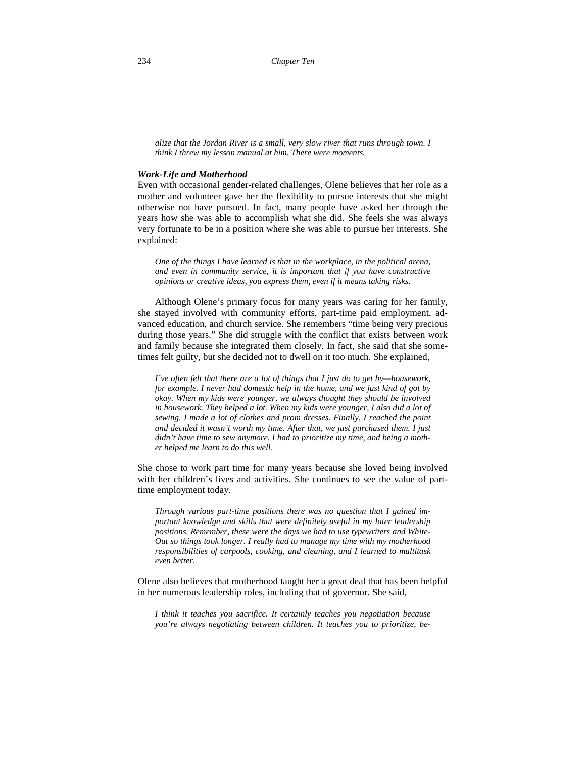*alize that the Jordan River is a small, very slow river that runs through town. I think I threw my lesson manual at him. There were moments.*

***Work-Life and Motherhood***

Even with occasional gender-related challenges, Olene believes that her role as a mother and volunteer gave her the flexibility to pursue interests that she might otherwise not have pursued. In fact, many people have asked her through the years how she was able to accomplish what she did. She feels she was always very fortunate to be in a position where she was able to pursue her interests. She explained:

> *One of the things I have learned is that in the workplace, in the political arena, and even in community service, it is important that if you have constructive opinions or creative ideas, you express them, even if it means taking risks.*

Although Olene's primary focus for many years was caring for her family, she stayed involved with community efforts, part-time paid employment, advanced education, and church service. She remembers "time being very precious during those years." She did struggle with the conflict that exists between work and family because she integrated them closely. In fact, she said that she sometimes felt guilty, but she decided not to dwell on it too much. She explained,

> *I've often felt that there are a lot of things that I just do to get by—housework, for example. I never had domestic help in the home, and we just kind of got by okay. When my kids were younger, we always thought they should be involved in housework. They helped a lot. When my kids were younger, I also did a lot of sewing. I made a lot of clothes and prom dresses. Finally, I reached the point and decided it wasn't worth my time. After that, we just purchased them. I just didn't have time to sew anymore. I had to prioritize my time, and being a mother helped me learn to do this well.*

She chose to work part time for many years because she loved being involved with her children's lives and activities. She continues to see the value of part-time employment today.

> *Through various part-time positions there was no question that I gained important knowledge and skills that were definitely useful in my later leadership positions. Remember, these were the days we had to use typewriters and White-Out so things took longer. I really had to manage my time with my motherhood responsibilities of carpools, cooking, and cleaning, and I learned to multitask even better.*

Olene also believes that motherhood taught her a great deal that has been helpful in her numerous leadership roles, including that of governor. She said,

> *I think it teaches you sacrifice. It certainly teaches you negotiation because you're always negotiating between children. It teaches you to prioritize, be-*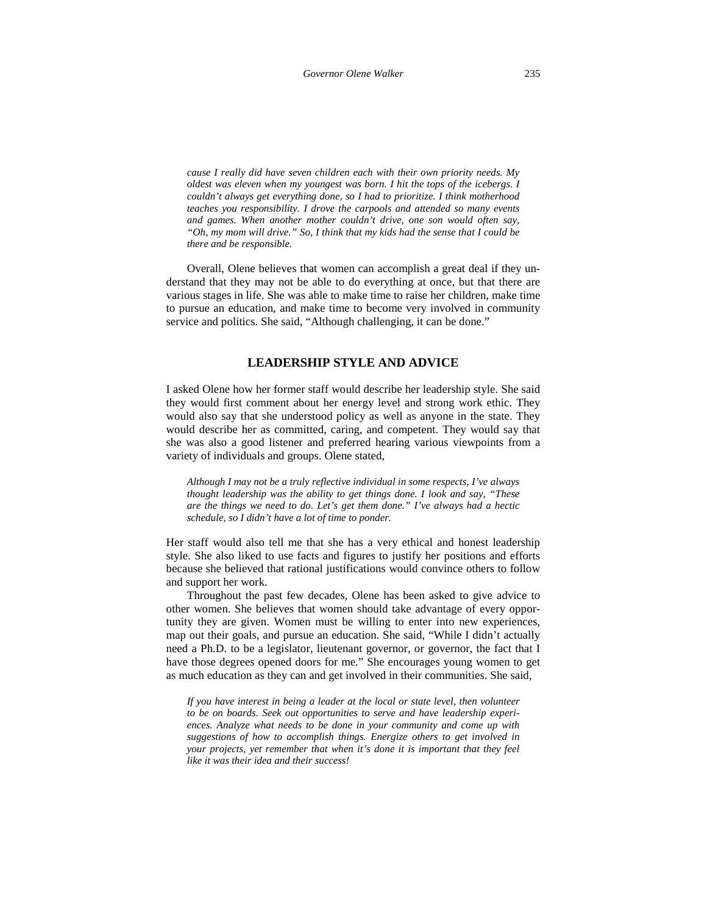*cause I really did have seven children each with their own priority needs. My oldest was eleven when my youngest was born. I hit the tops of the icebergs. I couldn't always get everything done, so I had to prioritize. I think motherhood teaches you responsibility. I drove the carpools and attended so many events and games. When another mother couldn't drive, one son would often say, "Oh, my mom will drive." So, I think that my kids had the sense that I could be there and be responsible.*

Overall, Olene believes that women can accomplish a great deal if they understand that they may not be able to do everything at once, but that there are various stages in life. She was able to make time to raise her children, make time to pursue an education, and make time to become very involved in community service and politics. She said, "Although challenging, it can be done."

## LEADERSHIP STYLE AND ADVICE

I asked Olene how her former staff would describe her leadership style. She said they would first comment about her energy level and strong work ethic. They would also say that she understood policy as well as anyone in the state. They would describe her as committed, caring, and competent. They would say that she was also a good listener and preferred hearing various viewpoints from a variety of individuals and groups. Olene stated,

> *Although I may not be a truly reflective individual in some respects, I've always thought leadership was the ability to get things done. I look and say, "These are the things we need to do. Let's get them done." I've always had a hectic schedule, so I didn't have a lot of time to ponder.*

Her staff would also tell me that she has a very ethical and honest leadership style. She also liked to use facts and figures to justify her positions and efforts because she believed that rational justifications would convince others to follow and support her work.

Throughout the past few decades, Olene has been asked to give advice to other women. She believes that women should take advantage of every opportunity they are given. Women must be willing to enter into new experiences, map out their goals, and pursue an education. She said, "While I didn't actually need a Ph.D. to be a legislator, lieutenant governor, or governor, the fact that I have those degrees opened doors for me." She encourages young women to get as much education as they can and get involved in their communities. She said,

> *If you have interest in being a leader at the local or state level, then volunteer to be on boards. Seek out opportunities to serve and have leadership experiences. Analyze what needs to be done in your community and come up with suggestions of how to accomplish things. Energize others to get involved in your projects, yet remember that when it's done it is important that they feel like it was their idea and their success!*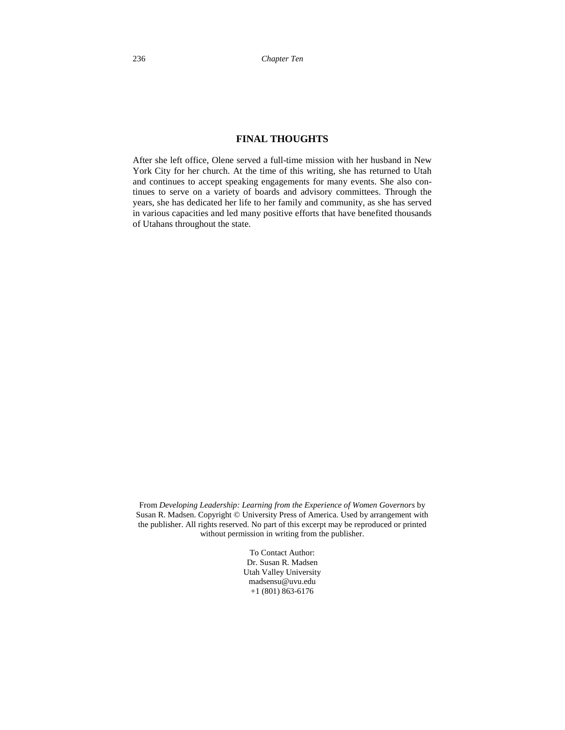## FINAL THOUGHTS

After she left office, Olene served a full-time mission with her husband in New York City for her church. At the time of this writing, she has returned to Utah and continues to accept speaking engagements for many events. She also continues to serve on a variety of boards and advisory committees. Through the years, she has dedicated her life to her family and community, as she has served in various capacities and led many positive efforts that have benefited thousands of Utahans throughout the state.

From *Developing Leadership: Learning from the Experience of Women Governors* by Susan R. Madsen. Copyright © University Press of America. Used by arrangement with the publisher. All rights reserved. No part of this excerpt may be reproduced or printed without permission in writing from the publisher.

To Contact Author:
Dr. Susan R. Madsen
Utah Valley University
madsensu@uvu.edu
+1 (801) 863-6176